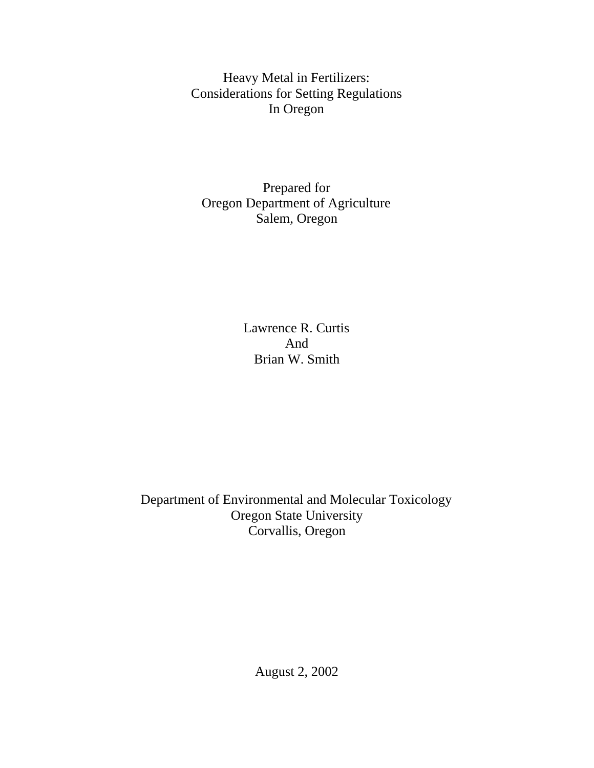# Heavy Metal in Fertilizers: Considerations for Setting Regulations In Oregon

Prepared for
Oregon Department of Agriculture
Salem, Oregon

Lawrence R. Curtis
And
Brian W. Smith

Department of Environmental and Molecular Toxicology
Oregon State University
Corvallis, Oregon

August 2, 2002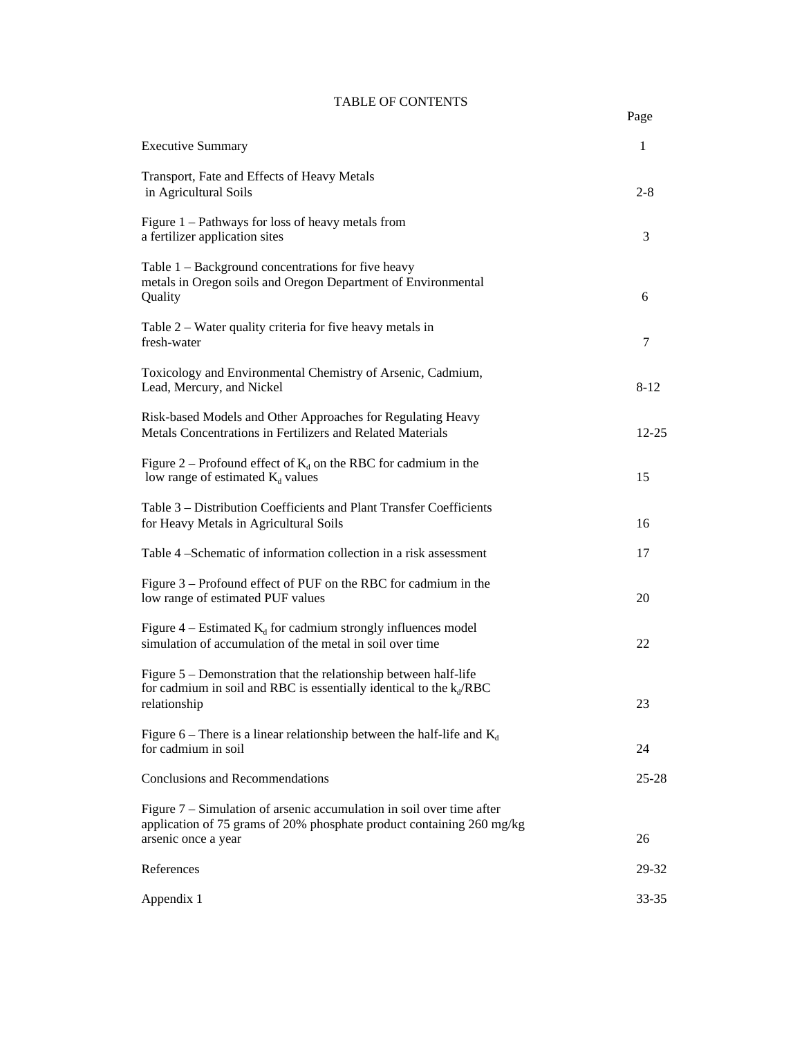# TABLE OF CONTENTS

| | Page |
|---|---|
| Executive Summary | 1 |
| Transport, Fate and Effects of Heavy Metals in Agricultural Soils | 2-8 |
| Figure 1 – Pathways for loss of heavy metals from a fertilizer application sites | 3 |
| Table 1 – Background concentrations for five heavy metals in Oregon soils and Oregon Department of Environmental Quality | 6 |
| Table 2 – Water quality criteria for five heavy metals in fresh-water | 7 |
| Toxicology and Environmental Chemistry of Arsenic, Cadmium, Lead, Mercury, and Nickel | 8-12 |
| Risk-based Models and Other Approaches for Regulating Heavy Metals Concentrations in Fertilizers and Related Materials | 12-25 |
| Figure 2 – Profound effect of $K_d$ on the RBC for cadmium in the low range of estimated $K_d$ values | 15 |
| Table 3 – Distribution Coefficients and Plant Transfer Coefficients for Heavy Metals in Agricultural Soils | 16 |
| Table 4 –Schematic of information collection in a risk assessment | 17 |
| Figure 3 – Profound effect of PUF on the RBC for cadmium in the low range of estimated PUF values | 20 |
| Figure 4 – Estimated $K_d$ for cadmium strongly influences model simulation of accumulation of the metal in soil over time | 22 |
| Figure 5 – Demonstration that the relationship between half-life for cadmium in soil and RBC is essentially identical to the $k_d$/RBC relationship | 23 |
| Figure 6 – There is a linear relationship between the half-life and $K_d$ for cadmium in soil | 24 |
| Conclusions and Recommendations | 25-28 |
| Figure 7 – Simulation of arsenic accumulation in soil over time after application of 75 grams of 20% phosphate product containing 260 mg/kg arsenic once a year | 26 |
| References | 29-32 |
| Appendix 1 | 33-35 |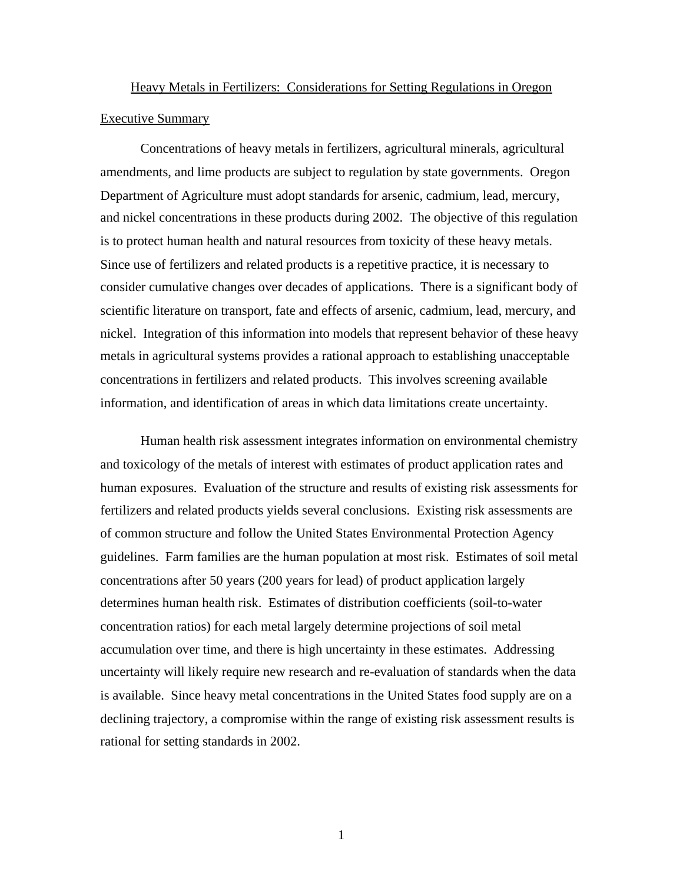# Heavy Metals in Fertilizers: Considerations for Setting Regulations in Oregon

## Executive Summary

Concentrations of heavy metals in fertilizers, agricultural minerals, agricultural amendments, and lime products are subject to regulation by state governments. Oregon Department of Agriculture must adopt standards for arsenic, cadmium, lead, mercury, and nickel concentrations in these products during 2002. The objective of this regulation is to protect human health and natural resources from toxicity of these heavy metals. Since use of fertilizers and related products is a repetitive practice, it is necessary to consider cumulative changes over decades of applications. There is a significant body of scientific literature on transport, fate and effects of arsenic, cadmium, lead, mercury, and nickel. Integration of this information into models that represent behavior of these heavy metals in agricultural systems provides a rational approach to establishing unacceptable concentrations in fertilizers and related products. This involves screening available information, and identification of areas in which data limitations create uncertainty.

Human health risk assessment integrates information on environmental chemistry and toxicology of the metals of interest with estimates of product application rates and human exposures. Evaluation of the structure and results of existing risk assessments for fertilizers and related products yields several conclusions. Existing risk assessments are of common structure and follow the United States Environmental Protection Agency guidelines. Farm families are the human population at most risk. Estimates of soil metal concentrations after 50 years (200 years for lead) of product application largely determines human health risk. Estimates of distribution coefficients (soil-to-water concentration ratios) for each metal largely determine projections of soil metal accumulation over time, and there is high uncertainty in these estimates. Addressing uncertainty will likely require new research and re-evaluation of standards when the data is available. Since heavy metal concentrations in the United States food supply are on a declining trajectory, a compromise within the range of existing risk assessment results is rational for setting standards in 2002.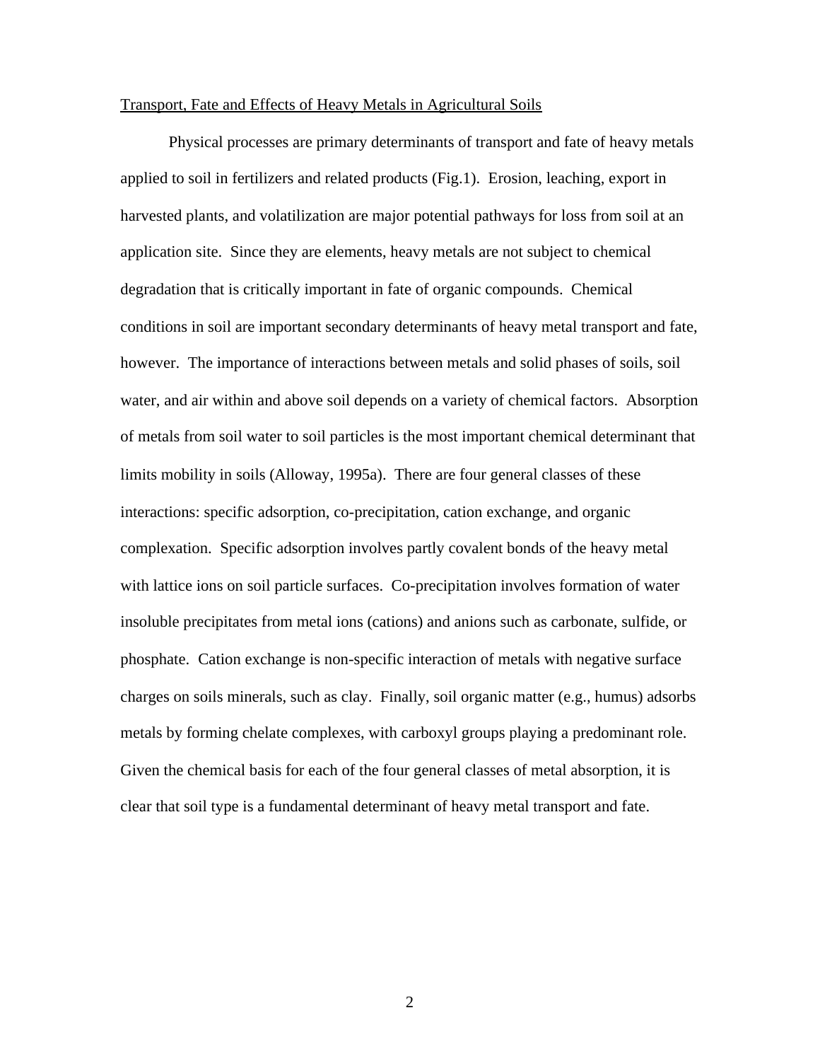<u>Transport, Fate and Effects of Heavy Metals in Agricultural Soils</u>

Physical processes are primary determinants of transport and fate of heavy metals applied to soil in fertilizers and related products (Fig.1). Erosion, leaching, export in harvested plants, and volatilization are major potential pathways for loss from soil at an application site. Since they are elements, heavy metals are not subject to chemical degradation that is critically important in fate of organic compounds. Chemical conditions in soil are important secondary determinants of heavy metal transport and fate, however. The importance of interactions between metals and solid phases of soils, soil water, and air within and above soil depends on a variety of chemical factors. Absorption of metals from soil water to soil particles is the most important chemical determinant that limits mobility in soils (Alloway, 1995a). There are four general classes of these interactions: specific adsorption, co-precipitation, cation exchange, and organic complexation. Specific adsorption involves partly covalent bonds of the heavy metal with lattice ions on soil particle surfaces. Co-precipitation involves formation of water insoluble precipitates from metal ions (cations) and anions such as carbonate, sulfide, or phosphate. Cation exchange is non-specific interaction of metals with negative surface charges on soils minerals, such as clay. Finally, soil organic matter (e.g., humus) adsorbs metals by forming chelate complexes, with carboxyl groups playing a predominant role. Given the chemical basis for each of the four general classes of metal absorption, it is clear that soil type is a fundamental determinant of heavy metal transport and fate.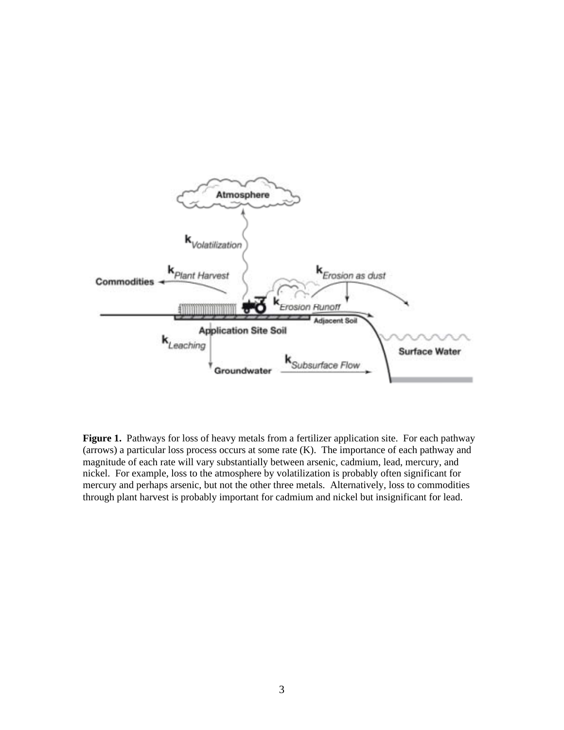**Figure 1.** Pathways for loss of heavy metals from a fertilizer application site. For each pathway (arrows) a particular loss process occurs at some rate (K). The importance of each pathway and magnitude of each rate will vary substantially between arsenic, cadmium, lead, mercury, and nickel. For example, loss to the atmosphere by volatilization is probably often significant for mercury and perhaps arsenic, but not the other three metals. Alternatively, loss to commodities through plant harvest is probably important for cadmium and nickel but insignificant for lead.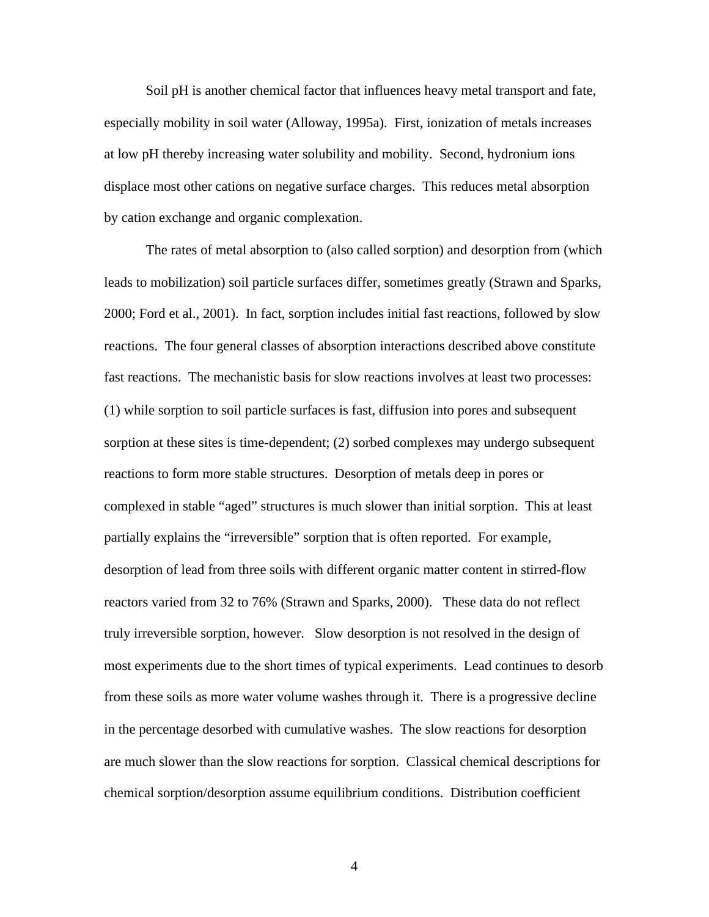Soil pH is another chemical factor that influences heavy metal transport and fate, especially mobility in soil water (Alloway, 1995a). First, ionization of metals increases at low pH thereby increasing water solubility and mobility. Second, hydronium ions displace most other cations on negative surface charges. This reduces metal absorption by cation exchange and organic complexation.

The rates of metal absorption to (also called sorption) and desorption from (which leads to mobilization) soil particle surfaces differ, sometimes greatly (Strawn and Sparks, 2000; Ford et al., 2001). In fact, sorption includes initial fast reactions, followed by slow reactions. The four general classes of absorption interactions described above constitute fast reactions. The mechanistic basis for slow reactions involves at least two processes: (1) while sorption to soil particle surfaces is fast, diffusion into pores and subsequent sorption at these sites is time-dependent; (2) sorbed complexes may undergo subsequent reactions to form more stable structures. Desorption of metals deep in pores or complexed in stable "aged" structures is much slower than initial sorption. This at least partially explains the "irreversible" sorption that is often reported. For example, desorption of lead from three soils with different organic matter content in stirred-flow reactors varied from 32 to 76% (Strawn and Sparks, 2000). These data do not reflect truly irreversible sorption, however. Slow desorption is not resolved in the design of most experiments due to the short times of typical experiments. Lead continues to desorb from these soils as more water volume washes through it. There is a progressive decline in the percentage desorbed with cumulative washes. The slow reactions for desorption are much slower than the slow reactions for sorption. Classical chemical descriptions for chemical sorption/desorption assume equilibrium conditions. Distribution coefficient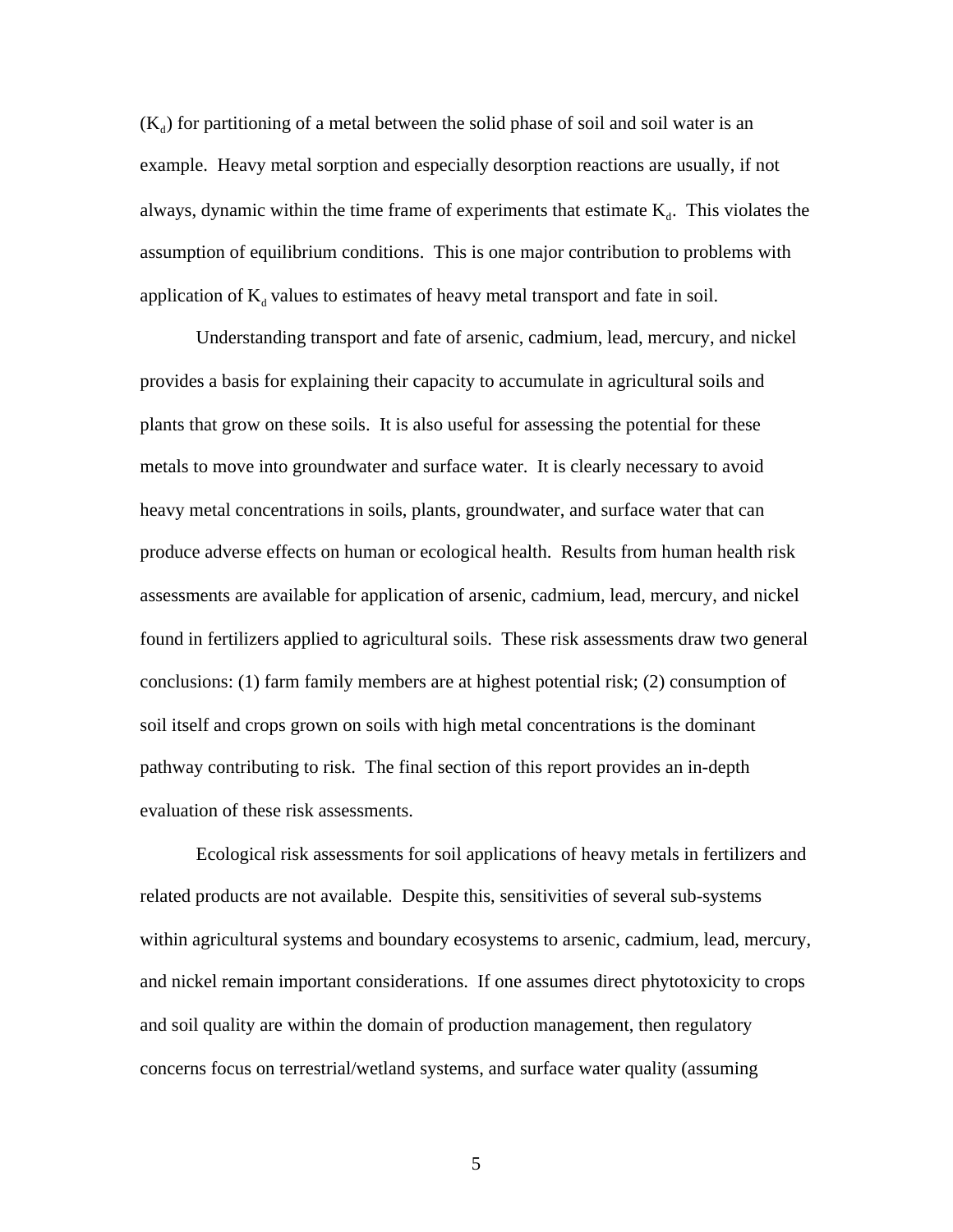($K_d$) for partitioning of a metal between the solid phase of soil and soil water is an example. Heavy metal sorption and especially desorption reactions are usually, if not always, dynamic within the time frame of experiments that estimate $K_d$. This violates the assumption of equilibrium conditions. This is one major contribution to problems with application of $K_d$ values to estimates of heavy metal transport and fate in soil.

Understanding transport and fate of arsenic, cadmium, lead, mercury, and nickel provides a basis for explaining their capacity to accumulate in agricultural soils and plants that grow on these soils. It is also useful for assessing the potential for these metals to move into groundwater and surface water. It is clearly necessary to avoid heavy metal concentrations in soils, plants, groundwater, and surface water that can produce adverse effects on human or ecological health. Results from human health risk assessments are available for application of arsenic, cadmium, lead, mercury, and nickel found in fertilizers applied to agricultural soils. These risk assessments draw two general conclusions: (1) farm family members are at highest potential risk; (2) consumption of soil itself and crops grown on soils with high metal concentrations is the dominant pathway contributing to risk. The final section of this report provides an in-depth evaluation of these risk assessments.

Ecological risk assessments for soil applications of heavy metals in fertilizers and related products are not available. Despite this, sensitivities of several sub-systems within agricultural systems and boundary ecosystems to arsenic, cadmium, lead, mercury, and nickel remain important considerations. If one assumes direct phytotoxicity to crops and soil quality are within the domain of production management, then regulatory concerns focus on terrestrial/wetland systems, and surface water quality (assuming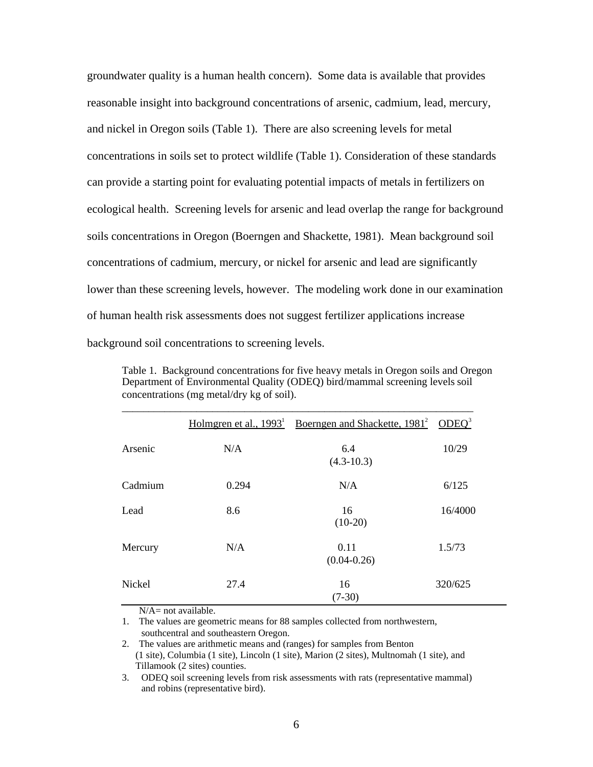groundwater quality is a human health concern). Some data is available that provides reasonable insight into background concentrations of arsenic, cadmium, lead, mercury, and nickel in Oregon soils (Table 1). There are also screening levels for metal concentrations in soils set to protect wildlife (Table 1). Consideration of these standards can provide a starting point for evaluating potential impacts of metals in fertilizers on ecological health. Screening levels for arsenic and lead overlap the range for background soils concentrations in Oregon (Boerngen and Shackette, 1981). Mean background soil concentrations of cadmium, mercury, or nickel for arsenic and lead are significantly lower than these screening levels, however. The modeling work done in our examination of human health risk assessments does not suggest fertilizer applications increase background soil concentrations to screening levels.

Table 1. Background concentrations for five heavy metals in Oregon soils and Oregon Department of Environmental Quality (ODEQ) bird/mammal screening levels soil concentrations (mg metal/dry kg of soil).

| | Holmgren et al., 1993[1] | Boerngen and Shackette, 1981[2] | ODEQ[3] |
|---|---|---|---|
| Arsenic | N/A | 6.4 (4.3-10.3) | 10/29 |
| Cadmium | 0.294 | N/A | 6/125 |
| Lead | 8.6 | 16 (10-20) | 16/4000 |
| Mercury | N/A | 0.11 (0.04-0.26) | 1.5/73 |
| Nickel | 27.4 | 16 (7-30) | 320/625 |

N/A= not available.

1. The values are geometric means for 88 samples collected from northwestern, southcentral and southeastern Oregon.
2. The values are arithmetic means and (ranges) for samples from Benton (1 site), Columbia (1 site), Lincoln (1 site), Marion (2 sites), Multnomah (1 site), and Tillamook (2 sites) counties.
3. ODEQ soil screening levels from risk assessments with rats (representative mammal) and robins (representative bird).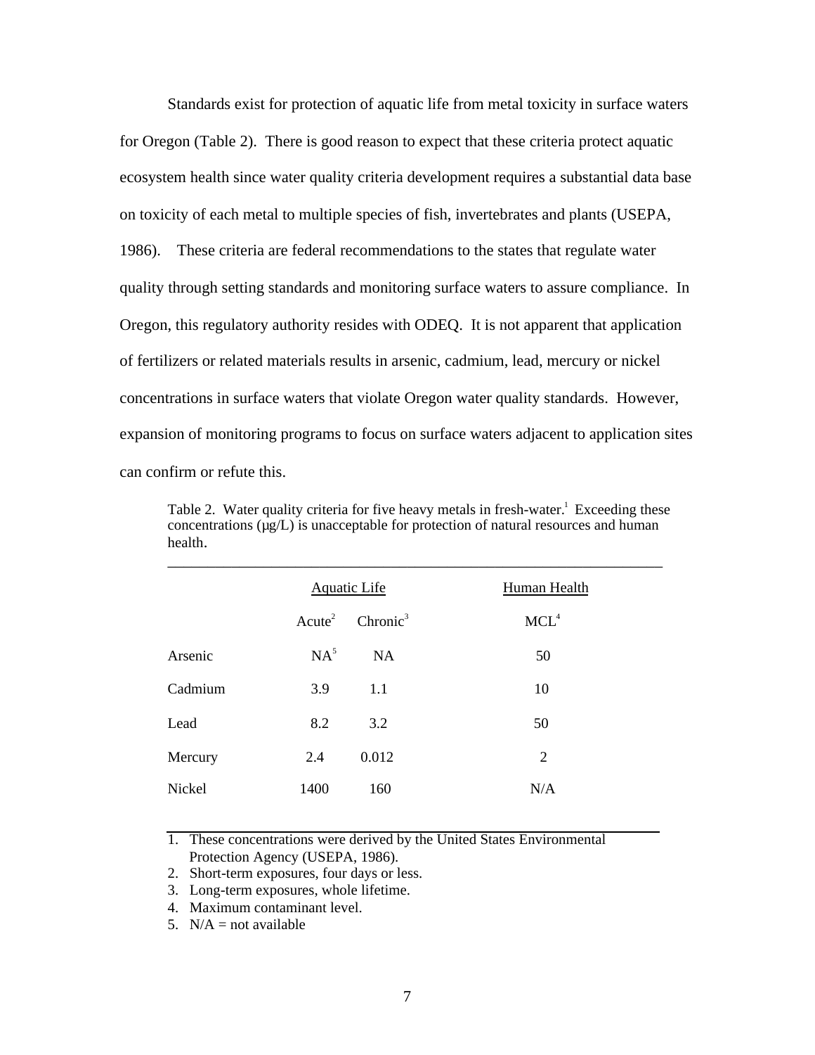Standards exist for protection of aquatic life from metal toxicity in surface waters for Oregon (Table 2). There is good reason to expect that these criteria protect aquatic ecosystem health since water quality criteria development requires a substantial data base on toxicity of each metal to multiple species of fish, invertebrates and plants (USEPA, 1986). These criteria are federal recommendations to the states that regulate water quality through setting standards and monitoring surface waters to assure compliance. In Oregon, this regulatory authority resides with ODEQ. It is not apparent that application of fertilizers or related materials results in arsenic, cadmium, lead, mercury or nickel concentrations in surface waters that violate Oregon water quality standards. However, expansion of monitoring programs to focus on surface waters adjacent to application sites can confirm or refute this.

Table 2. Water quality criteria for five heavy metals in fresh-water.[1] Exceeding these concentrations (µg/L) is unacceptable for protection of natural resources and human health.

| | Aquatic Life | | Human Health |
|---|---|---|---|
| | Acute[2] | Chronic[3] | MCL[4] |
| Arsenic | NA[5] | NA | 50 |
| Cadmium | 3.9 | 1.1 | 10 |
| Lead | 8.2 | 3.2 | 50 |
| Mercury | 2.4 | 0.012 | 2 |
| Nickel | 1400 | 160 | N/A |

1. These concentrations were derived by the United States Environmental Protection Agency (USEPA, 1986).
2. Short-term exposures, four days or less.
3. Long-term exposures, whole lifetime.
4. Maximum contaminant level.
5. N/A = not available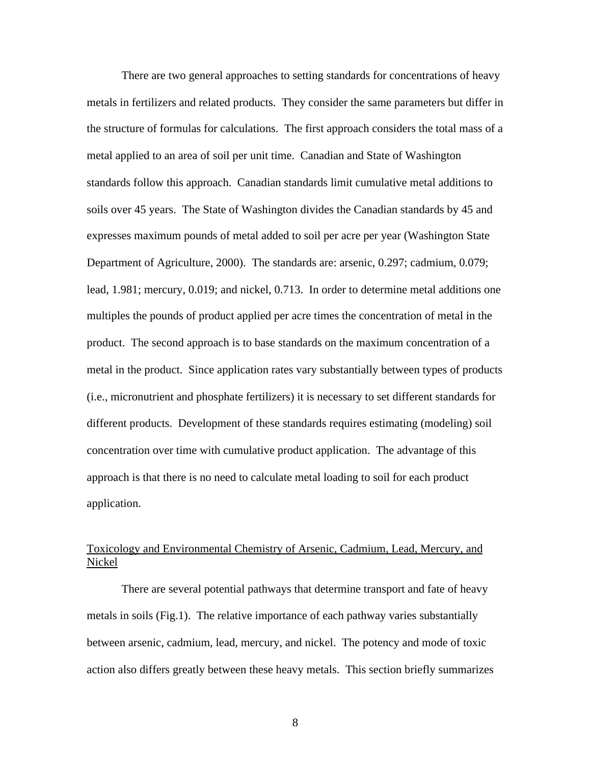There are two general approaches to setting standards for concentrations of heavy metals in fertilizers and related products. They consider the same parameters but differ in the structure of formulas for calculations. The first approach considers the total mass of a metal applied to an area of soil per unit time. Canadian and State of Washington standards follow this approach. Canadian standards limit cumulative metal additions to soils over 45 years. The State of Washington divides the Canadian standards by 45 and expresses maximum pounds of metal added to soil per acre per year (Washington State Department of Agriculture, 2000). The standards are: arsenic, 0.297; cadmium, 0.079; lead, 1.981; mercury, 0.019; and nickel, 0.713. In order to determine metal additions one multiples the pounds of product applied per acre times the concentration of metal in the product. The second approach is to base standards on the maximum concentration of a metal in the product. Since application rates vary substantially between types of products (i.e., micronutrient and phosphate fertilizers) it is necessary to set different standards for different products. Development of these standards requires estimating (modeling) soil concentration over time with cumulative product application. The advantage of this approach is that there is no need to calculate metal loading to soil for each product application.

## Toxicology and Environmental Chemistry of Arsenic, Cadmium, Lead, Mercury, and Nickel

There are several potential pathways that determine transport and fate of heavy metals in soils (Fig.1). The relative importance of each pathway varies substantially between arsenic, cadmium, lead, mercury, and nickel. The potency and mode of toxic action also differs greatly between these heavy metals. This section briefly summarizes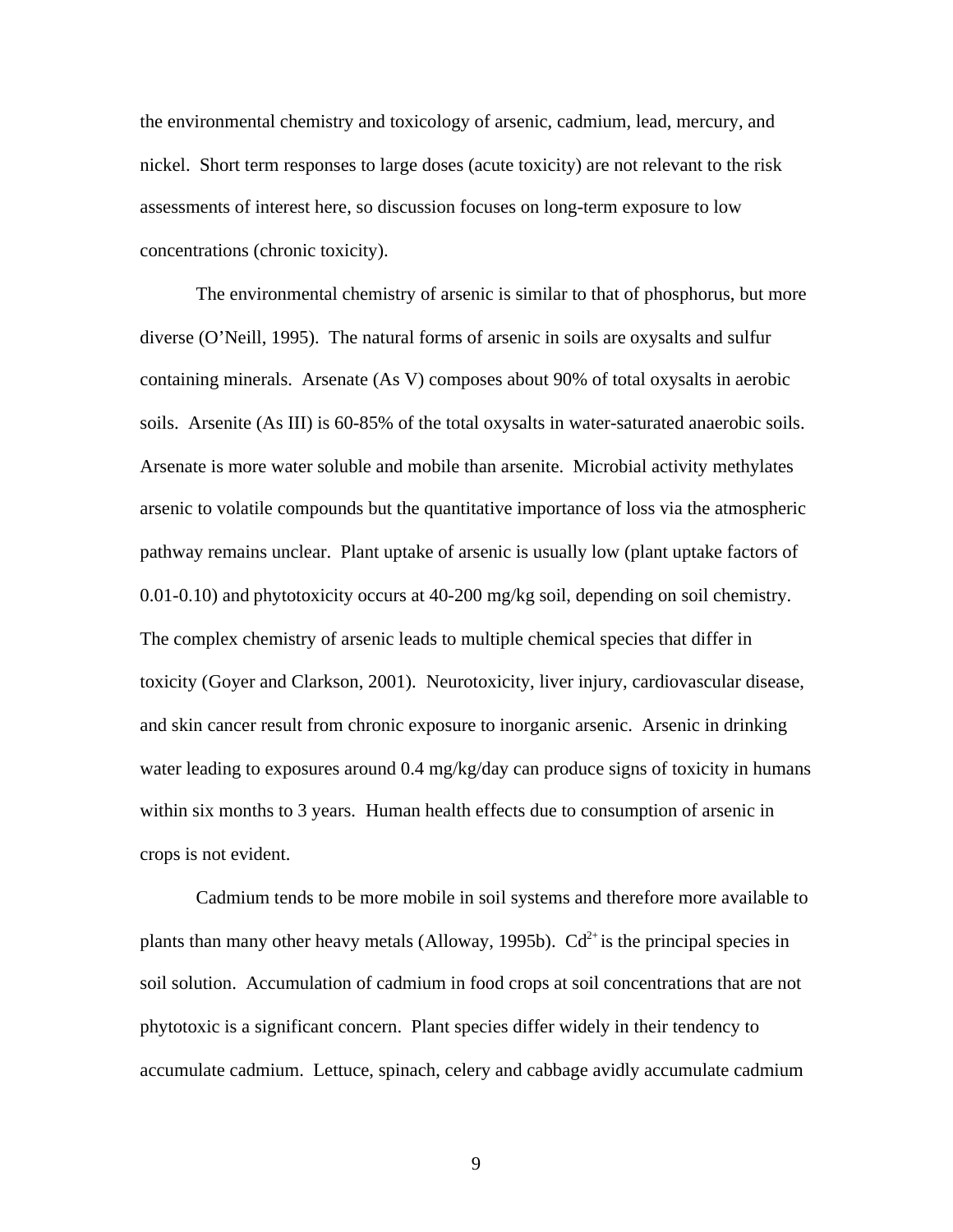the environmental chemistry and toxicology of arsenic, cadmium, lead, mercury, and nickel. Short term responses to large doses (acute toxicity) are not relevant to the risk assessments of interest here, so discussion focuses on long-term exposure to low concentrations (chronic toxicity).

The environmental chemistry of arsenic is similar to that of phosphorus, but more diverse (O'Neill, 1995). The natural forms of arsenic in soils are oxysalts and sulfur containing minerals. Arsenate (As V) composes about 90% of total oxysalts in aerobic soils. Arsenite (As III) is 60-85% of the total oxysalts in water-saturated anaerobic soils. Arsenate is more water soluble and mobile than arsenite. Microbial activity methylates arsenic to volatile compounds but the quantitative importance of loss via the atmospheric pathway remains unclear. Plant uptake of arsenic is usually low (plant uptake factors of 0.01-0.10) and phytotoxicity occurs at 40-200 mg/kg soil, depending on soil chemistry. The complex chemistry of arsenic leads to multiple chemical species that differ in toxicity (Goyer and Clarkson, 2001). Neurotoxicity, liver injury, cardiovascular disease, and skin cancer result from chronic exposure to inorganic arsenic. Arsenic in drinking water leading to exposures around 0.4 mg/kg/day can produce signs of toxicity in humans within six months to 3 years. Human health effects due to consumption of arsenic in crops is not evident.

Cadmium tends to be more mobile in soil systems and therefore more available to plants than many other heavy metals (Alloway, 1995b). $Cd^{2+}$ is the principal species in soil solution. Accumulation of cadmium in food crops at soil concentrations that are not phytotoxic is a significant concern. Plant species differ widely in their tendency to accumulate cadmium. Lettuce, spinach, celery and cabbage avidly accumulate cadmium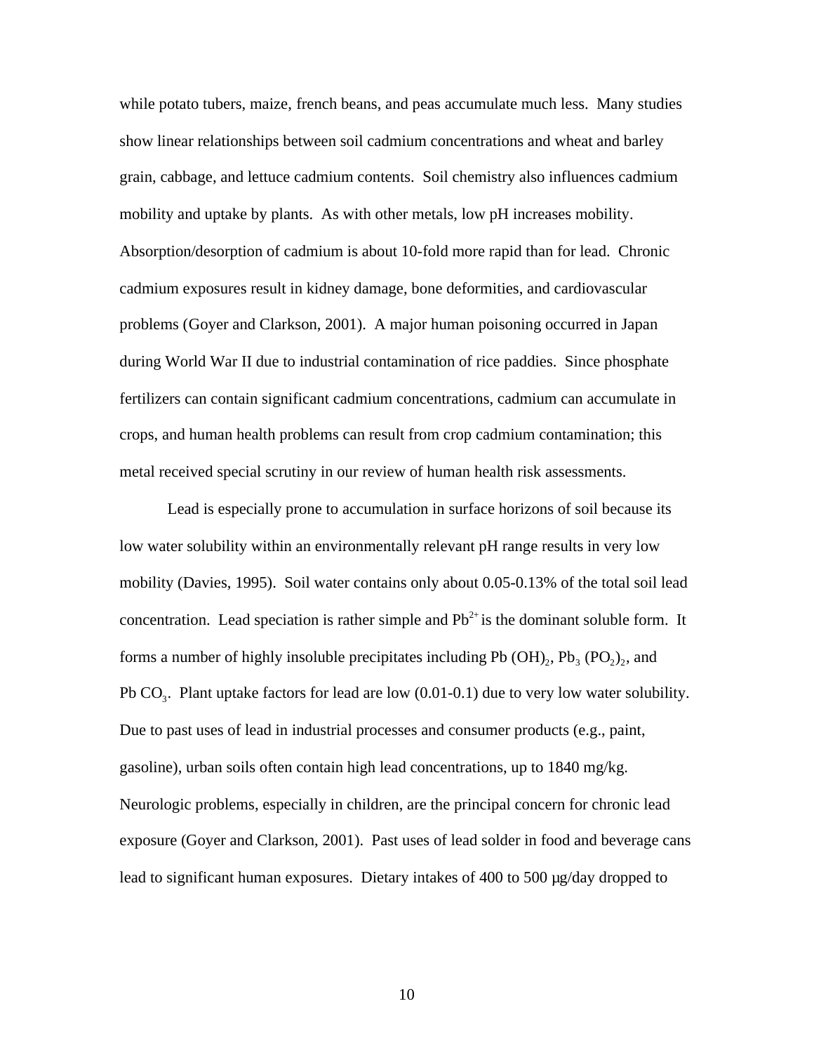while potato tubers, maize, french beans, and peas accumulate much less. Many studies show linear relationships between soil cadmium concentrations and wheat and barley grain, cabbage, and lettuce cadmium contents. Soil chemistry also influences cadmium mobility and uptake by plants. As with other metals, low pH increases mobility. Absorption/desorption of cadmium is about 10-fold more rapid than for lead. Chronic cadmium exposures result in kidney damage, bone deformities, and cardiovascular problems (Goyer and Clarkson, 2001). A major human poisoning occurred in Japan during World War II due to industrial contamination of rice paddies. Since phosphate fertilizers can contain significant cadmium concentrations, cadmium can accumulate in crops, and human health problems can result from crop cadmium contamination; this metal received special scrutiny in our review of human health risk assessments.

Lead is especially prone to accumulation in surface horizons of soil because its low water solubility within an environmentally relevant pH range results in very low mobility (Davies, 1995). Soil water contains only about 0.05-0.13% of the total soil lead concentration. Lead speciation is rather simple and $Pb^{2+}$ is the dominant soluble form. It forms a number of highly insoluble precipitates including $Pb(OH)_2$, $Pb_3(PO_2)_2$, and $PbCO_3$. Plant uptake factors for lead are low (0.01-0.1) due to very low water solubility. Due to past uses of lead in industrial processes and consumer products (e.g., paint, gasoline), urban soils often contain high lead concentrations, up to 1840 mg/kg. Neurologic problems, especially in children, are the principal concern for chronic lead exposure (Goyer and Clarkson, 2001). Past uses of lead solder in food and beverage cans lead to significant human exposures. Dietary intakes of 400 to 500 µg/day dropped to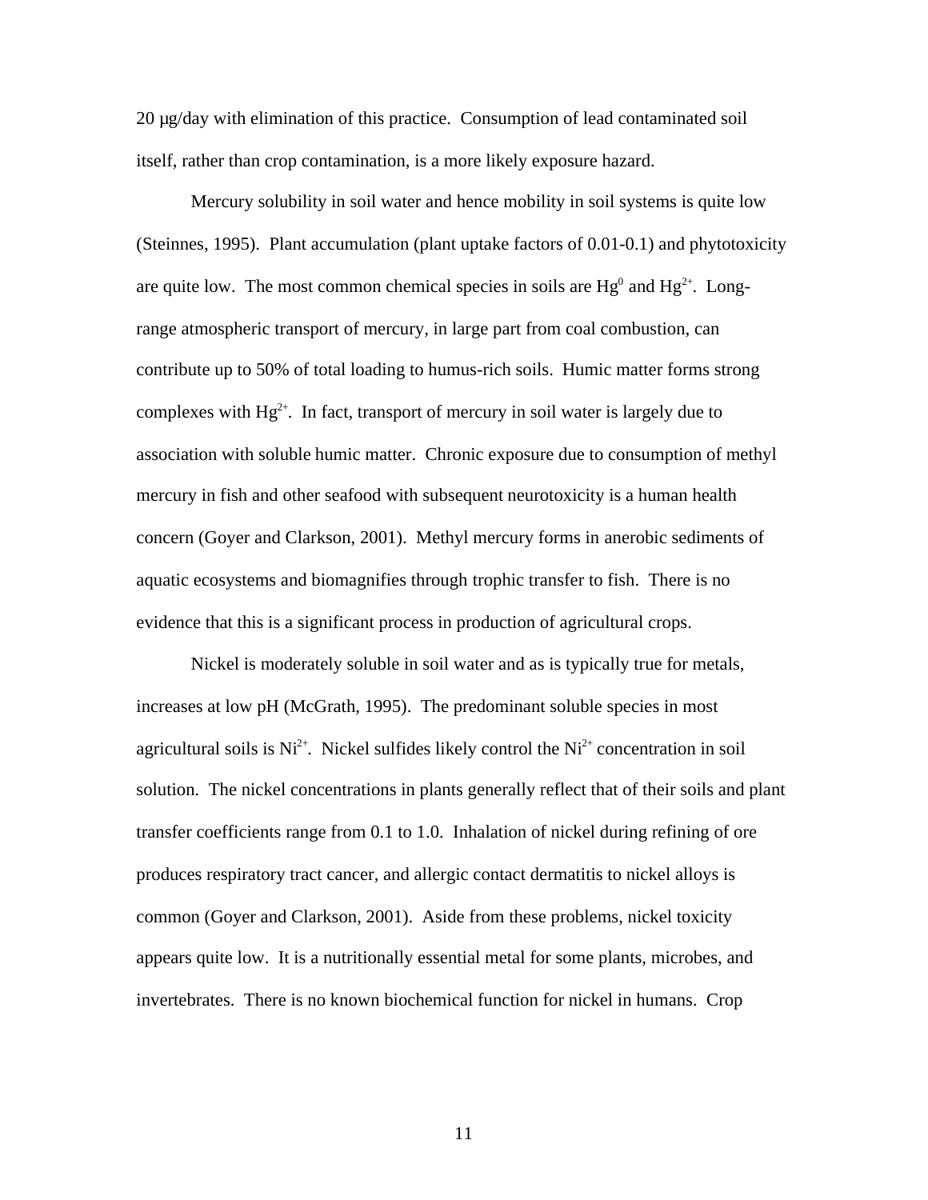20 μg/day with elimination of this practice. Consumption of lead contaminated soil itself, rather than crop contamination, is a more likely exposure hazard.

Mercury solubility in soil water and hence mobility in soil systems is quite low (Steinnes, 1995). Plant accumulation (plant uptake factors of 0.01-0.1) and phytotoxicity are quite low. The most common chemical species in soils are $Hg^0$ and $Hg^{2+}$. Long-range atmospheric transport of mercury, in large part from coal combustion, can contribute up to 50% of total loading to humus-rich soils. Humic matter forms strong complexes with $Hg^{2+}$. In fact, transport of mercury in soil water is largely due to association with soluble humic matter. Chronic exposure due to consumption of methyl mercury in fish and other seafood with subsequent neurotoxicity is a human health concern (Goyer and Clarkson, 2001). Methyl mercury forms in anerobic sediments of aquatic ecosystems and biomagnifies through trophic transfer to fish. There is no evidence that this is a significant process in production of agricultural crops.

Nickel is moderately soluble in soil water and as is typically true for metals, increases at low pH (McGrath, 1995). The predominant soluble species in most agricultural soils is $Ni^{2+}$. Nickel sulfides likely control the $Ni^{2+}$ concentration in soil solution. The nickel concentrations in plants generally reflect that of their soils and plant transfer coefficients range from 0.1 to 1.0. Inhalation of nickel during refining of ore produces respiratory tract cancer, and allergic contact dermatitis to nickel alloys is common (Goyer and Clarkson, 2001). Aside from these problems, nickel toxicity appears quite low. It is a nutritionally essential metal for some plants, microbes, and invertebrates. There is no known biochemical function for nickel in humans. Crop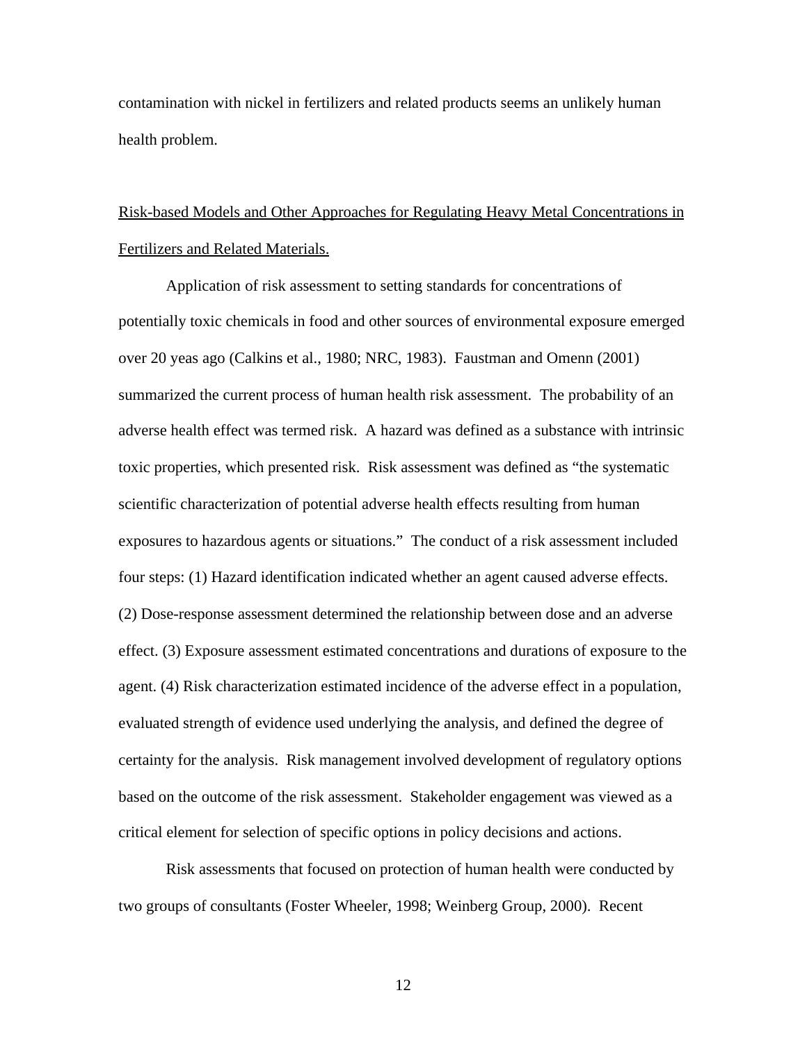contamination with nickel in fertilizers and related products seems an unlikely human health problem.

<u>Risk-based Models and Other Approaches for Regulating Heavy Metal Concentrations in Fertilizers and Related Materials.</u>

Application of risk assessment to setting standards for concentrations of potentially toxic chemicals in food and other sources of environmental exposure emerged over 20 yeas ago (Calkins et al., 1980; NRC, 1983). Faustman and Omenn (2001) summarized the current process of human health risk assessment. The probability of an adverse health effect was termed risk. A hazard was defined as a substance with intrinsic toxic properties, which presented risk. Risk assessment was defined as "the systematic scientific characterization of potential adverse health effects resulting from human exposures to hazardous agents or situations." The conduct of a risk assessment included four steps: (1) Hazard identification indicated whether an agent caused adverse effects. (2) Dose-response assessment determined the relationship between dose and an adverse effect. (3) Exposure assessment estimated concentrations and durations of exposure to the agent. (4) Risk characterization estimated incidence of the adverse effect in a population, evaluated strength of evidence used underlying the analysis, and defined the degree of certainty for the analysis. Risk management involved development of regulatory options based on the outcome of the risk assessment. Stakeholder engagement was viewed as a critical element for selection of specific options in policy decisions and actions.

Risk assessments that focused on protection of human health were conducted by two groups of consultants (Foster Wheeler, 1998; Weinberg Group, 2000). Recent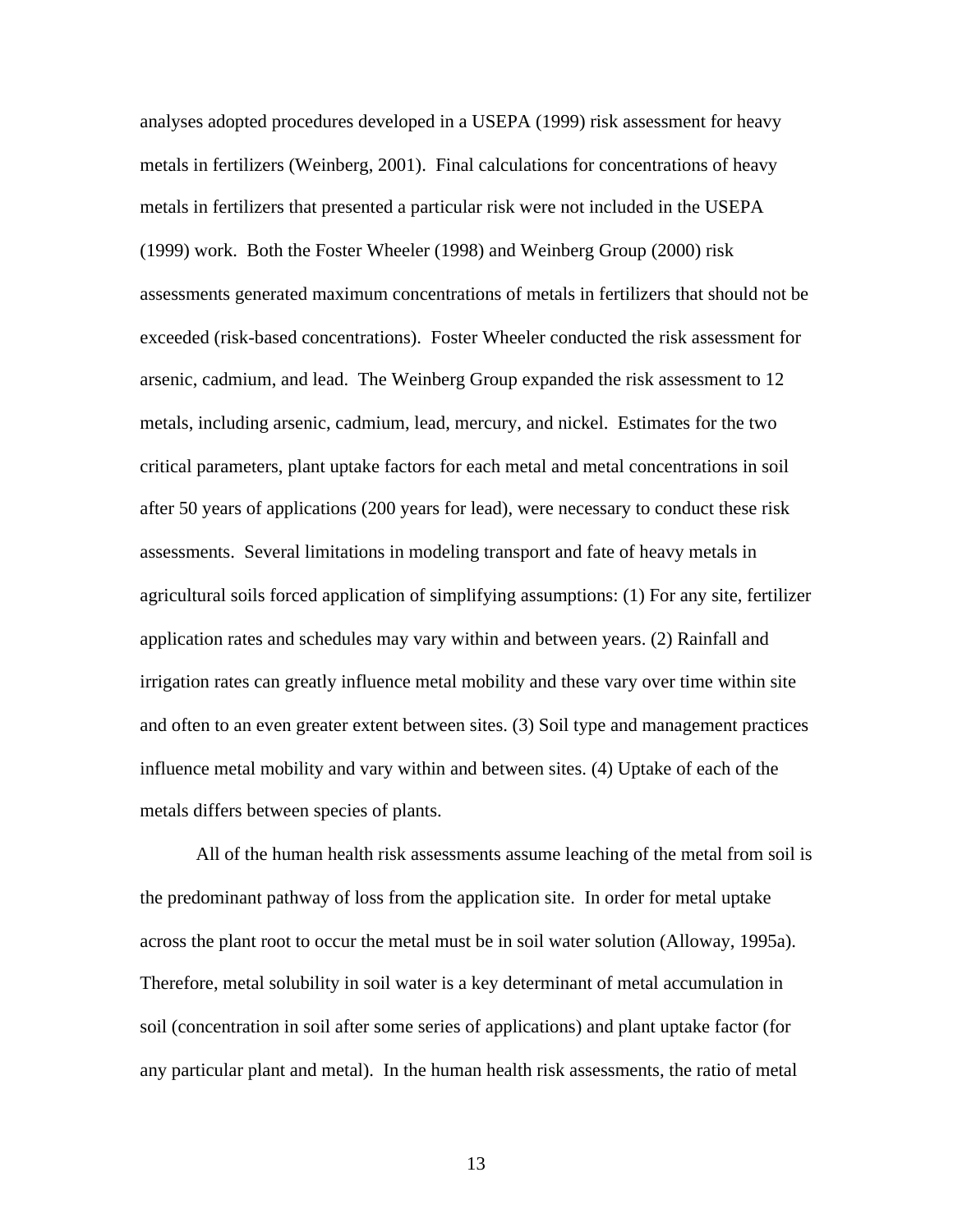analyses adopted procedures developed in a USEPA (1999) risk assessment for heavy metals in fertilizers (Weinberg, 2001). Final calculations for concentrations of heavy metals in fertilizers that presented a particular risk were not included in the USEPA (1999) work. Both the Foster Wheeler (1998) and Weinberg Group (2000) risk assessments generated maximum concentrations of metals in fertilizers that should not be exceeded (risk-based concentrations). Foster Wheeler conducted the risk assessment for arsenic, cadmium, and lead. The Weinberg Group expanded the risk assessment to 12 metals, including arsenic, cadmium, lead, mercury, and nickel. Estimates for the two critical parameters, plant uptake factors for each metal and metal concentrations in soil after 50 years of applications (200 years for lead), were necessary to conduct these risk assessments. Several limitations in modeling transport and fate of heavy metals in agricultural soils forced application of simplifying assumptions: (1) For any site, fertilizer application rates and schedules may vary within and between years. (2) Rainfall and irrigation rates can greatly influence metal mobility and these vary over time within site and often to an even greater extent between sites. (3) Soil type and management practices influence metal mobility and vary within and between sites. (4) Uptake of each of the metals differs between species of plants.

All of the human health risk assessments assume leaching of the metal from soil is the predominant pathway of loss from the application site. In order for metal uptake across the plant root to occur the metal must be in soil water solution (Alloway, 1995a). Therefore, metal solubility in soil water is a key determinant of metal accumulation in soil (concentration in soil after some series of applications) and plant uptake factor (for any particular plant and metal). In the human health risk assessments, the ratio of metal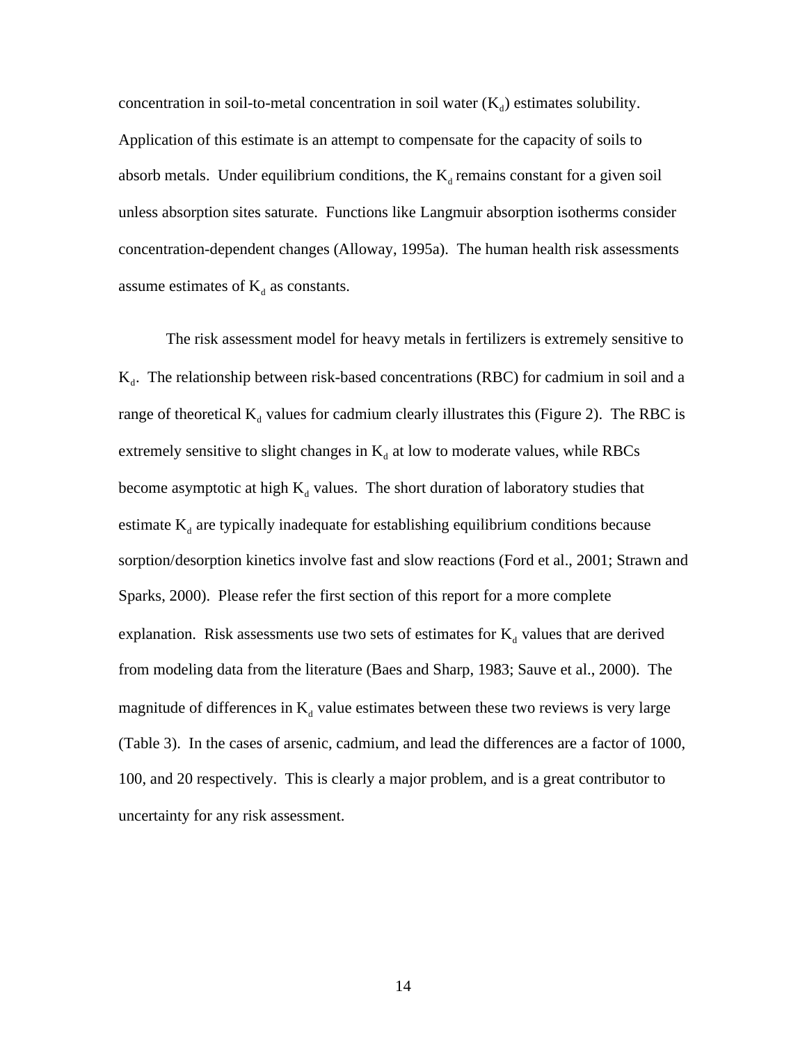concentration in soil-to-metal concentration in soil water ($K_d$) estimates solubility. Application of this estimate is an attempt to compensate for the capacity of soils to absorb metals. Under equilibrium conditions, the $K_d$ remains constant for a given soil unless absorption sites saturate. Functions like Langmuir absorption isotherms consider concentration-dependent changes (Alloway, 1995a). The human health risk assessments assume estimates of $K_d$ as constants.

The risk assessment model for heavy metals in fertilizers is extremely sensitive to $K_d$. The relationship between risk-based concentrations (RBC) for cadmium in soil and a range of theoretical $K_d$ values for cadmium clearly illustrates this (Figure 2). The RBC is extremely sensitive to slight changes in $K_d$ at low to moderate values, while RBCs become asymptotic at high $K_d$ values. The short duration of laboratory studies that estimate $K_d$ are typically inadequate for establishing equilibrium conditions because sorption/desorption kinetics involve fast and slow reactions (Ford et al., 2001; Strawn and Sparks, 2000). Please refer the first section of this report for a more complete explanation. Risk assessments use two sets of estimates for $K_d$ values that are derived from modeling data from the literature (Baes and Sharp, 1983; Sauve et al., 2000). The magnitude of differences in $K_d$ value estimates between these two reviews is very large (Table 3). In the cases of arsenic, cadmium, and lead the differences are a factor of 1000, 100, and 20 respectively. This is clearly a major problem, and is a great contributor to uncertainty for any risk assessment.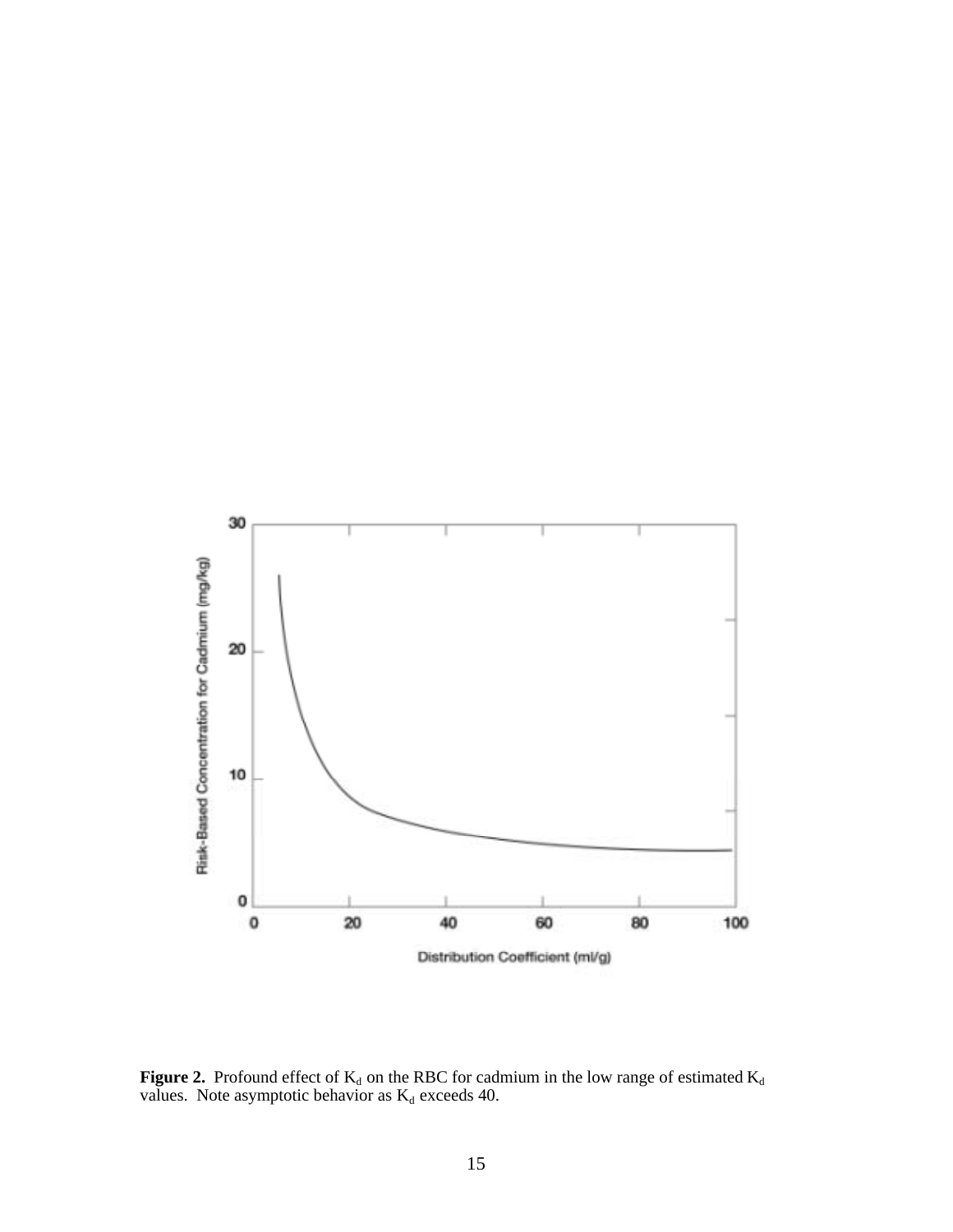**Figure 2.** Profound effect of $K_d$ on the RBC for cadmium in the low range of estimated $K_d$ values. Note asymptotic behavior as $K_d$ exceeds 40.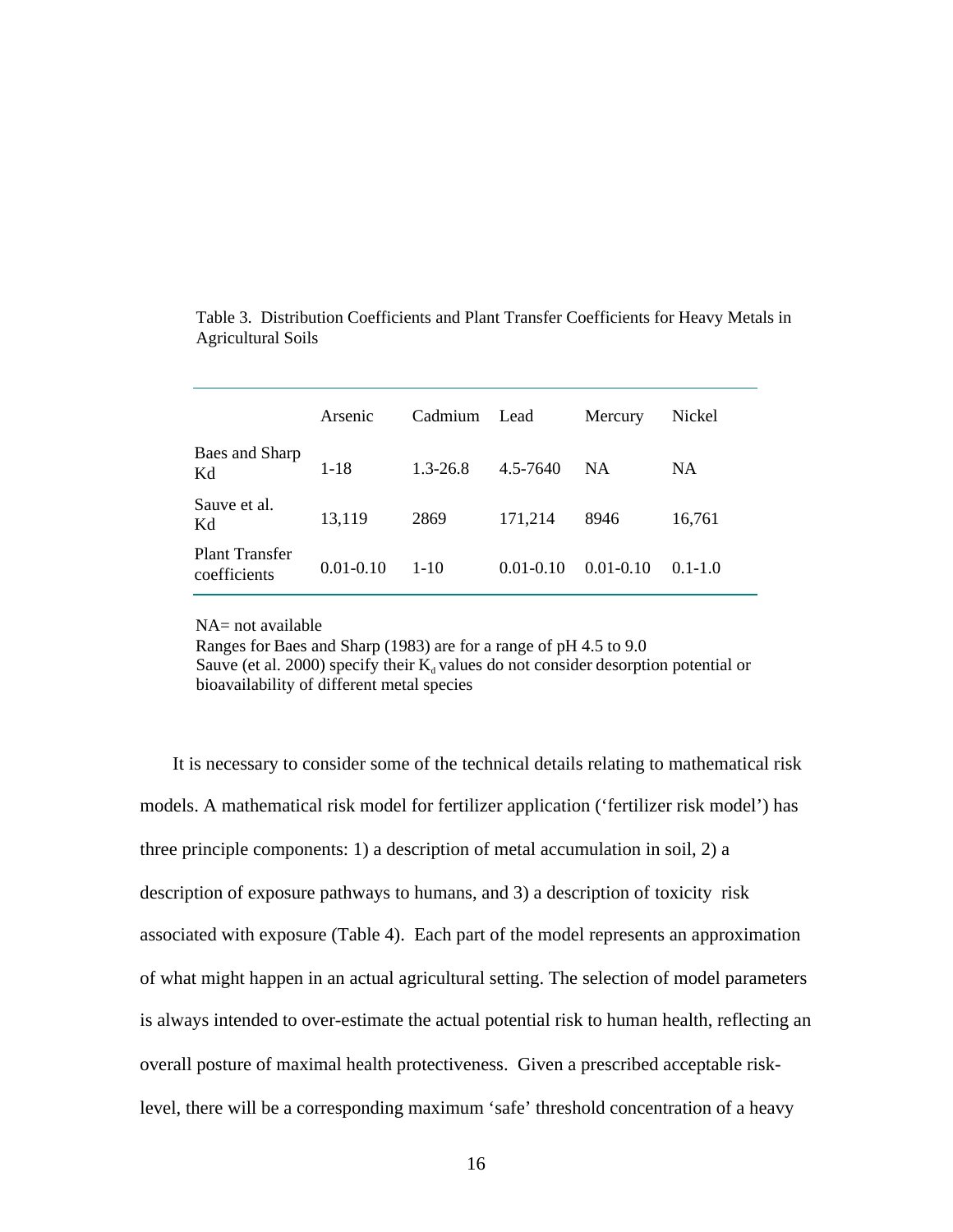Table 3. Distribution Coefficients and Plant Transfer Coefficients for Heavy Metals in Agricultural Soils

| | Arsenic | Cadmium | Lead | Mercury | Nickel |
|---|---|---|---|---|---|
| Baes and Sharp Kd | 1-18 | 1.3-26.8 | 4.5-7640 | NA | NA |
| Sauve et al. Kd | 13,119 | 2869 | 171,214 | 8946 | 16,761 |
| Plant Transfer coefficients | 0.01-0.10 | 1-10 | 0.01-0.10 | 0.01-0.10 | 0.1-1.0 |

NA= not available
Ranges for Baes and Sharp (1983) are for a range of pH 4.5 to 9.0
Sauve (et al. 2000) specify their $K_d$ values do not consider desorption potential or bioavailability of different metal species

It is necessary to consider some of the technical details relating to mathematical risk models. A mathematical risk model for fertilizer application ('fertilizer risk model') has three principle components: 1) a description of metal accumulation in soil, 2) a description of exposure pathways to humans, and 3) a description of toxicity risk associated with exposure (Table 4). Each part of the model represents an approximation of what might happen in an actual agricultural setting. The selection of model parameters is always intended to over-estimate the actual potential risk to human health, reflecting an overall posture of maximal health protectiveness. Given a prescribed acceptable risk-level, there will be a corresponding maximum 'safe' threshold concentration of a heavy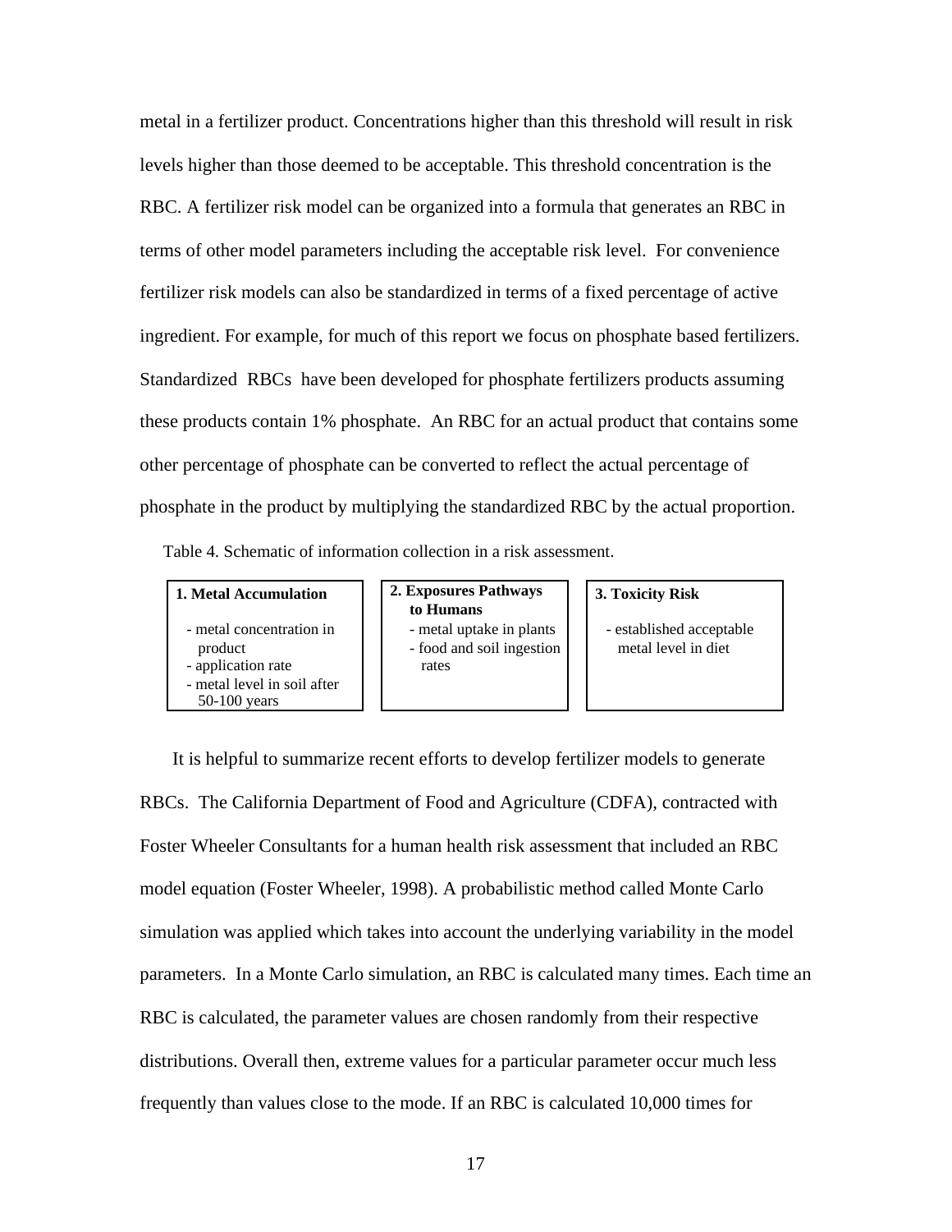metal in a fertilizer product. Concentrations higher than this threshold will result in risk levels higher than those deemed to be acceptable. This threshold concentration is the RBC. A fertilizer risk model can be organized into a formula that generates an RBC in terms of other model parameters including the acceptable risk level. For convenience fertilizer risk models can also be standardized in terms of a fixed percentage of active ingredient. For example, for much of this report we focus on phosphate based fertilizers. Standardized RBCs have been developed for phosphate fertilizers products assuming these products contain 1% phosphate. An RBC for an actual product that contains some other percentage of phosphate can be converted to reflect the actual percentage of phosphate in the product by multiplying the standardized RBC by the actual proportion.

Table 4. Schematic of information collection in a risk assessment.

| **1. Metal Accumulation** | **2. Exposures Pathways to Humans** | **3. Toxicity Risk** |
|---|---|---|
| - metal concentration in product<br>- application rate<br>- metal level in soil after 50-100 years | - metal uptake in plants<br>- food and soil ingestion rates | - established acceptable metal level in diet |

It is helpful to summarize recent efforts to develop fertilizer models to generate RBCs. The California Department of Food and Agriculture (CDFA), contracted with Foster Wheeler Consultants for a human health risk assessment that included an RBC model equation (Foster Wheeler, 1998). A probabilistic method called Monte Carlo simulation was applied which takes into account the underlying variability in the model parameters. In a Monte Carlo simulation, an RBC is calculated many times. Each time an RBC is calculated, the parameter values are chosen randomly from their respective distributions. Overall then, extreme values for a particular parameter occur much less frequently than values close to the mode. If an RBC is calculated 10,000 times for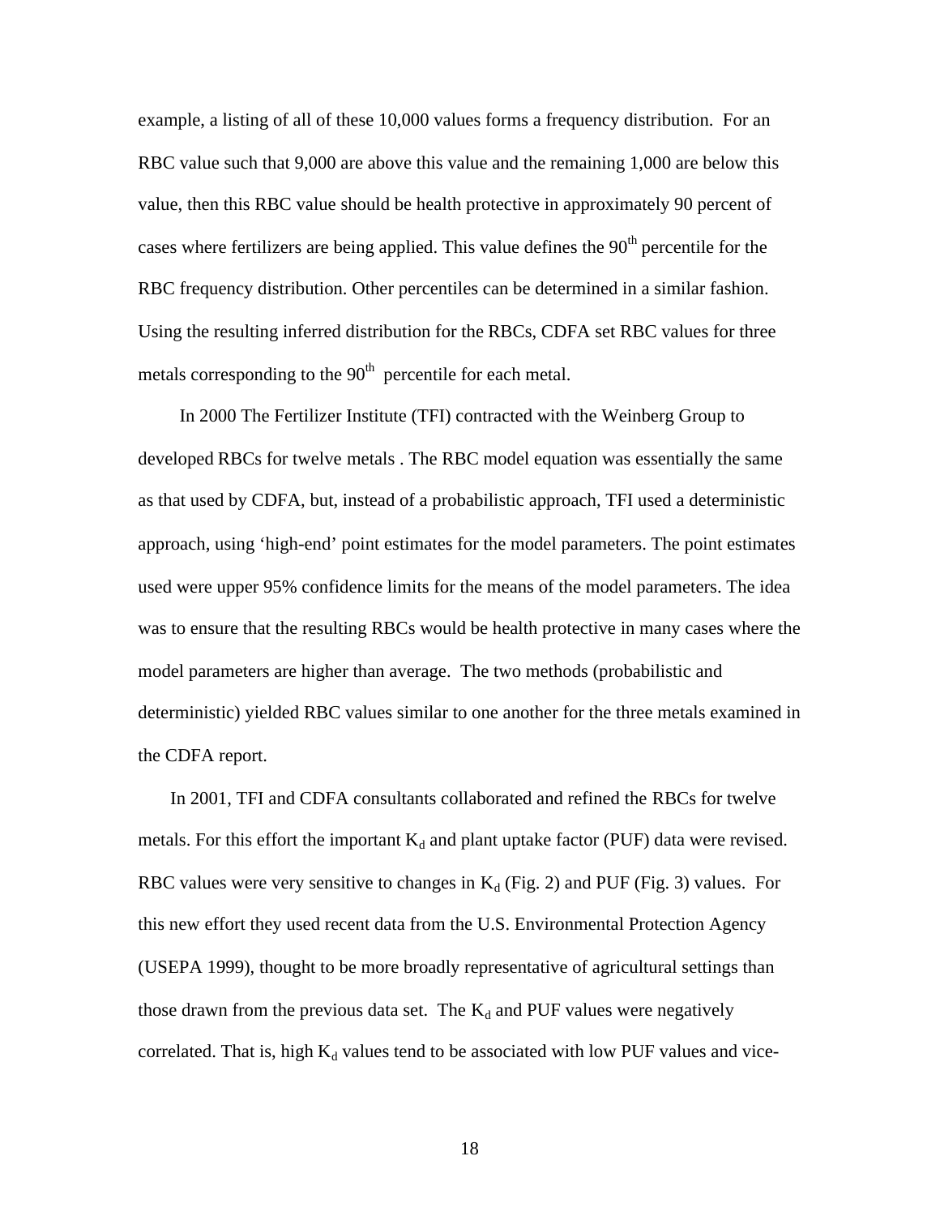example, a listing of all of these 10,000 values forms a frequency distribution. For an RBC value such that 9,000 are above this value and the remaining 1,000 are below this value, then this RBC value should be health protective in approximately 90 percent of cases where fertilizers are being applied. This value defines the $90^{th}$ percentile for the RBC frequency distribution. Other percentiles can be determined in a similar fashion. Using the resulting inferred distribution for the RBCs, CDFA set RBC values for three metals corresponding to the $90^{th}$ percentile for each metal.

In 2000 The Fertilizer Institute (TFI) contracted with the Weinberg Group to developed RBCs for twelve metals . The RBC model equation was essentially the same as that used by CDFA, but, instead of a probabilistic approach, TFI used a deterministic approach, using 'high-end' point estimates for the model parameters. The point estimates used were upper 95% confidence limits for the means of the model parameters. The idea was to ensure that the resulting RBCs would be health protective in many cases where the model parameters are higher than average. The two methods (probabilistic and deterministic) yielded RBC values similar to one another for the three metals examined in the CDFA report.

In 2001, TFI and CDFA consultants collaborated and refined the RBCs for twelve metals. For this effort the important $K_d$ and plant uptake factor (PUF) data were revised. RBC values were very sensitive to changes in $K_d$ (Fig. 2) and PUF (Fig. 3) values. For this new effort they used recent data from the U.S. Environmental Protection Agency (USEPA 1999), thought to be more broadly representative of agricultural settings than those drawn from the previous data set. The $K_d$ and PUF values were negatively correlated. That is, high $K_d$ values tend to be associated with low PUF values and vice-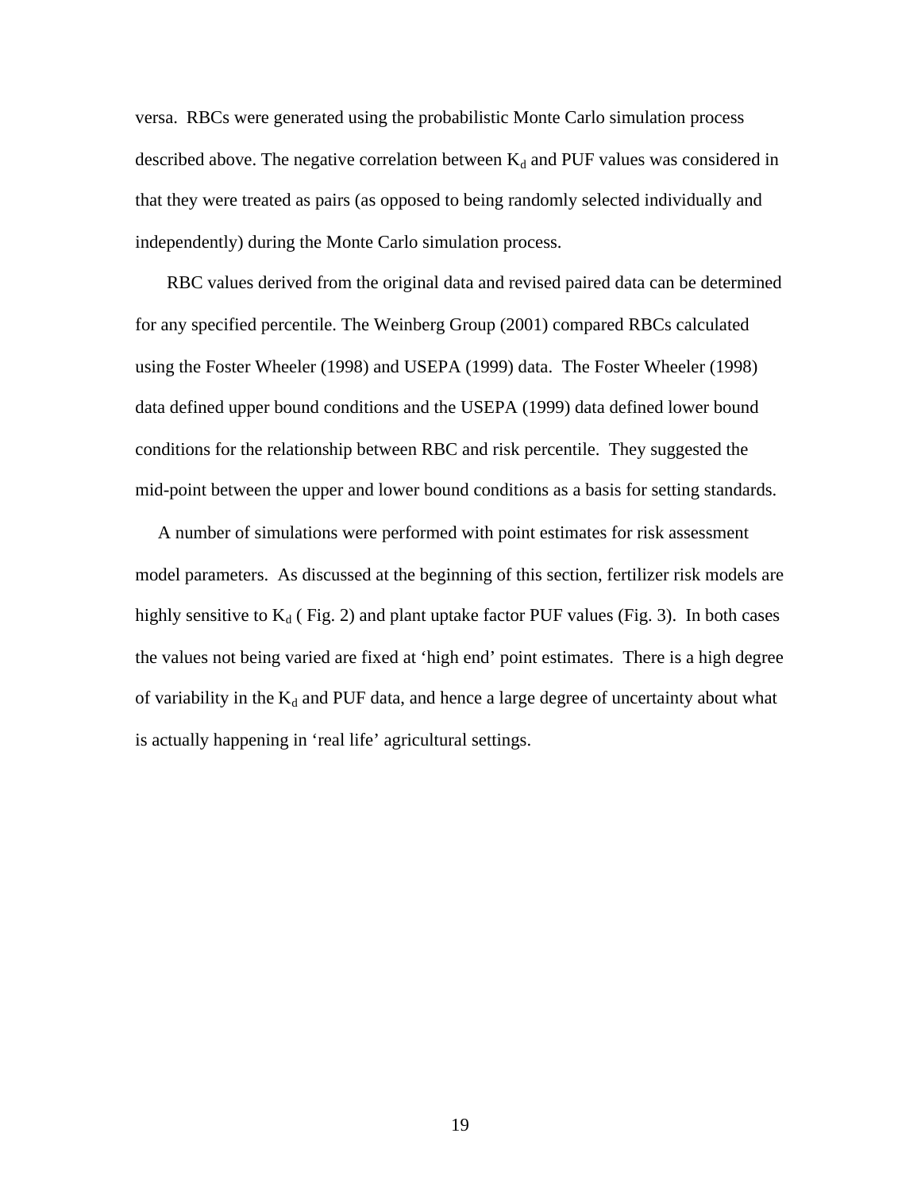versa. RBCs were generated using the probabilistic Monte Carlo simulation process described above. The negative correlation between $K_d$ and PUF values was considered in that they were treated as pairs (as opposed to being randomly selected individually and independently) during the Monte Carlo simulation process.

RBC values derived from the original data and revised paired data can be determined for any specified percentile. The Weinberg Group (2001) compared RBCs calculated using the Foster Wheeler (1998) and USEPA (1999) data. The Foster Wheeler (1998) data defined upper bound conditions and the USEPA (1999) data defined lower bound conditions for the relationship between RBC and risk percentile. They suggested the mid-point between the upper and lower bound conditions as a basis for setting standards.

A number of simulations were performed with point estimates for risk assessment model parameters. As discussed at the beginning of this section, fertilizer risk models are highly sensitive to $K_d$ ( Fig. 2) and plant uptake factor PUF values (Fig. 3). In both cases the values not being varied are fixed at 'high end' point estimates. There is a high degree of variability in the $K_d$ and PUF data, and hence a large degree of uncertainty about what is actually happening in 'real life' agricultural settings.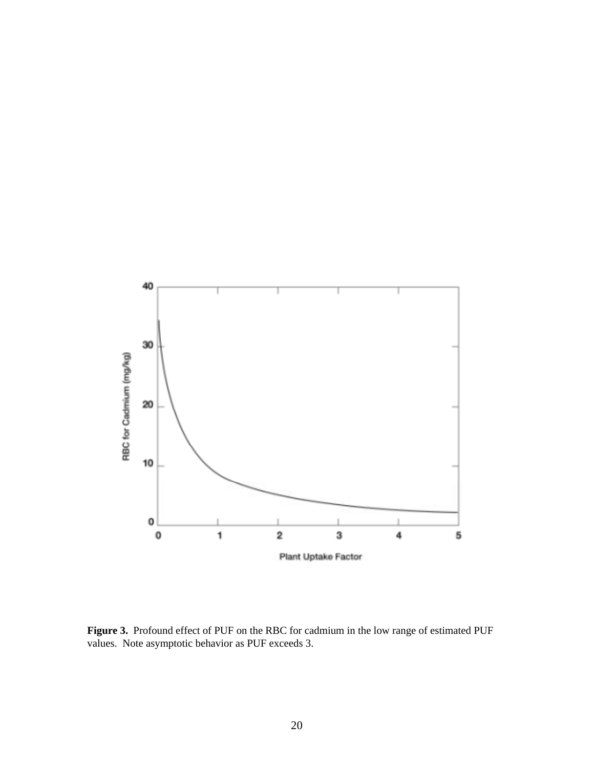**Figure 3.** Profound effect of PUF on the RBC for cadmium in the low range of estimated PUF values. Note asymptotic behavior as PUF exceeds 3.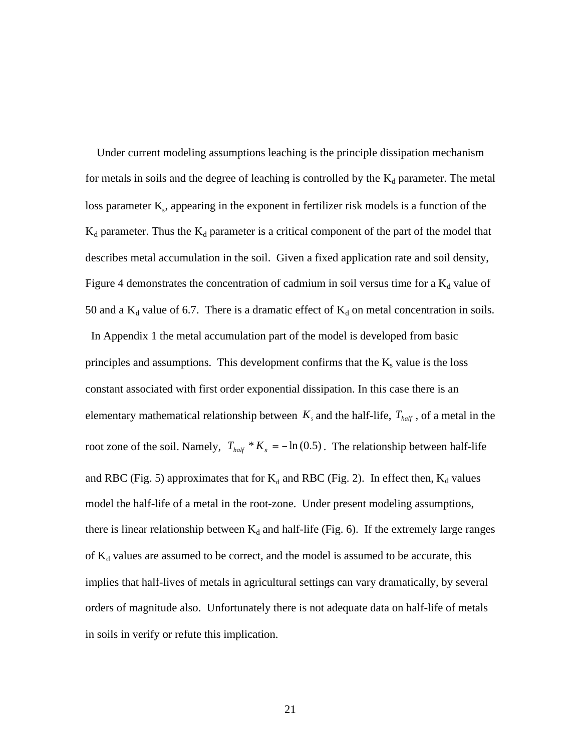Under current modeling assumptions leaching is the principle dissipation mechanism for metals in soils and the degree of leaching is controlled by the $K_d$ parameter. The metal loss parameter $K_s$, appearing in the exponent in fertilizer risk models is a function of the $K_d$ parameter. Thus the $K_d$ parameter is a critical component of the part of the model that describes metal accumulation in the soil. Given a fixed application rate and soil density, Figure 4 demonstrates the concentration of cadmium in soil versus time for a $K_d$ value of 50 and a $K_d$ value of 6.7. There is a dramatic effect of $K_d$ on metal concentration in soils.

In Appendix 1 the metal accumulation part of the model is developed from basic principles and assumptions. This development confirms that the $K_s$ value is the loss constant associated with first order exponential dissipation. In this case there is an elementary mathematical relationship between $K_s$ and the half-life, $T_{half}$, of a metal in the root zone of the soil. Namely, $T_{half} * K_s = -\ln(0.5)$. The relationship between half-life and RBC (Fig. 5) approximates that for $K_d$ and RBC (Fig. 2). In effect then, $K_d$ values model the half-life of a metal in the root-zone. Under present modeling assumptions, there is linear relationship between $K_d$ and half-life (Fig. 6). If the extremely large ranges of $K_d$ values are assumed to be correct, and the model is assumed to be accurate, this implies that half-lives of metals in agricultural settings can vary dramatically, by several orders of magnitude also. Unfortunately there is not adequate data on half-life of metals in soils in verify or refute this implication.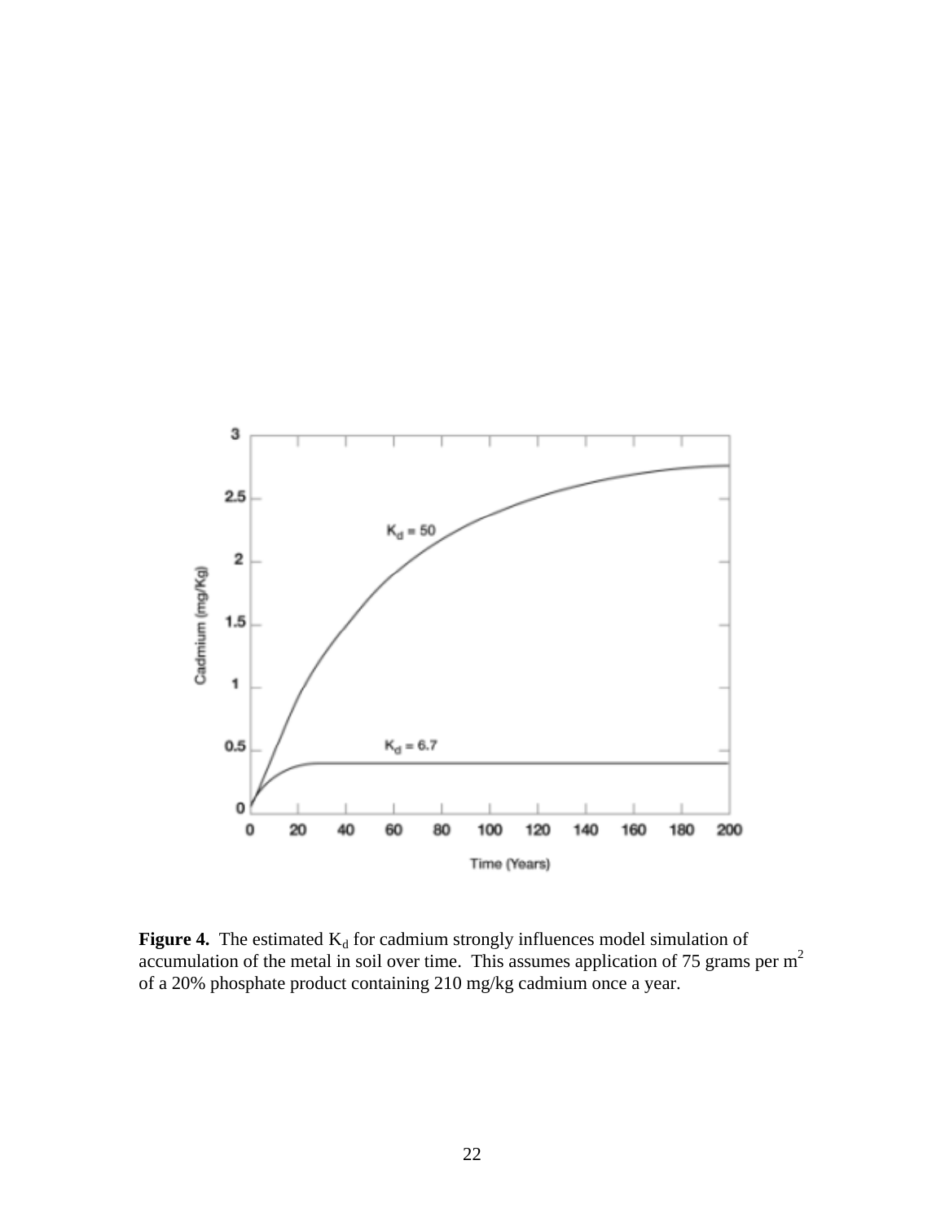**Figure 4.** The estimated $K_d$ for cadmium strongly influences model simulation of accumulation of the metal in soil over time. This assumes application of 75 grams per $m^2$ of a 20% phosphate product containing 210 mg/kg cadmium once a year.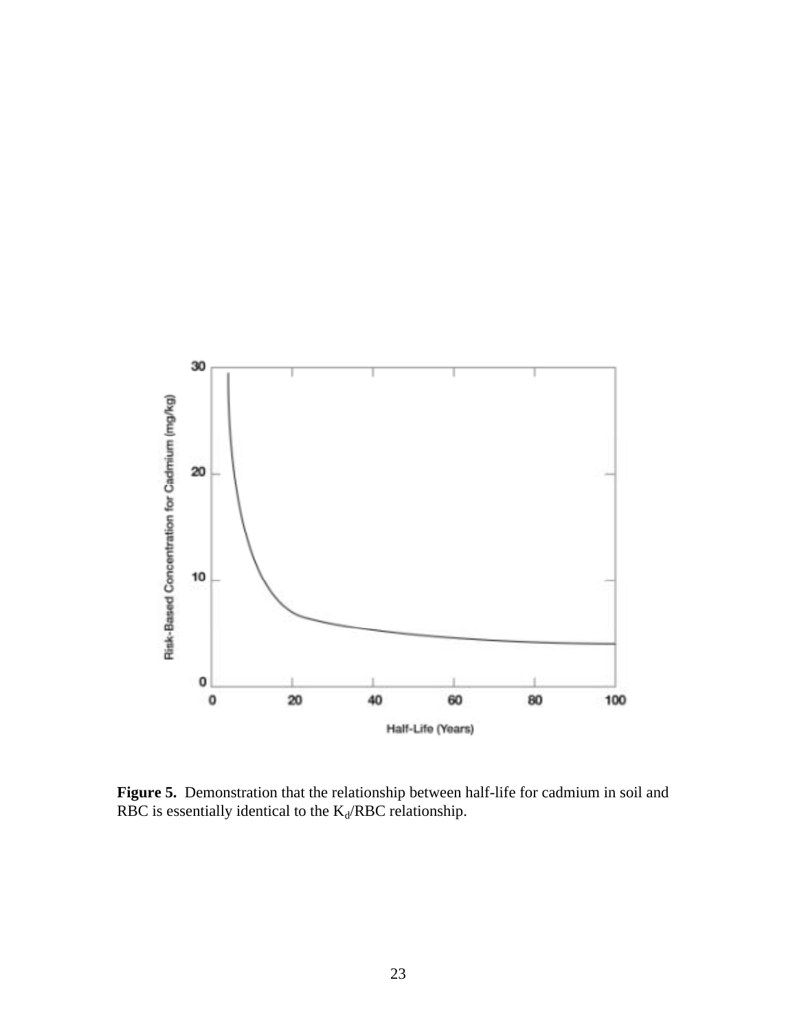**Figure 5.** Demonstration that the relationship between half-life for cadmium in soil and RBC is essentially identical to the $K_d$/RBC relationship.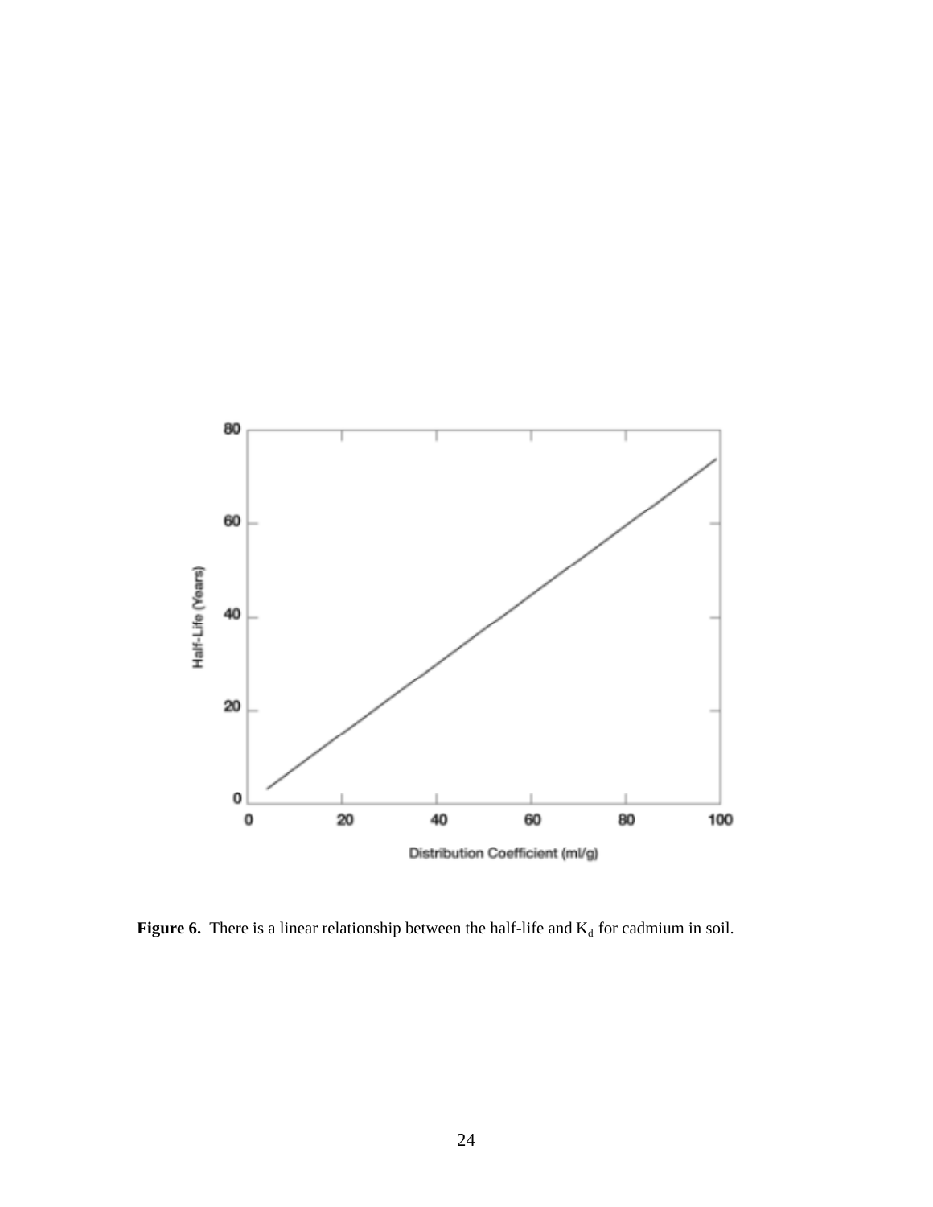**Figure 6.** There is a linear relationship between the half-life and $K_d$ for cadmium in soil.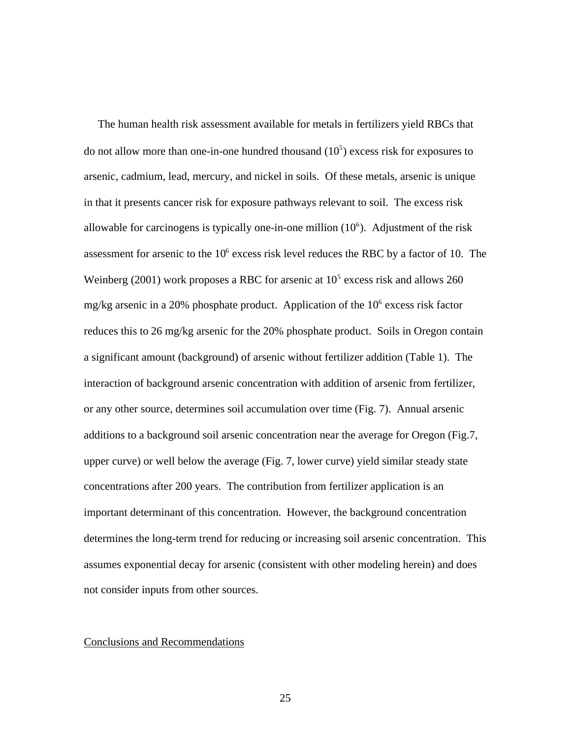The human health risk assessment available for metals in fertilizers yield RBCs that do not allow more than one-in-one hundred thousand ($10^5$) excess risk for exposures to arsenic, cadmium, lead, mercury, and nickel in soils. Of these metals, arsenic is unique in that it presents cancer risk for exposure pathways relevant to soil. The excess risk allowable for carcinogens is typically one-in-one million ($10^6$). Adjustment of the risk assessment for arsenic to the $10^6$ excess risk level reduces the RBC by a factor of 10. The Weinberg (2001) work proposes a RBC for arsenic at $10^5$ excess risk and allows 260 mg/kg arsenic in a 20% phosphate product. Application of the $10^6$ excess risk factor reduces this to 26 mg/kg arsenic for the 20% phosphate product. Soils in Oregon contain a significant amount (background) of arsenic without fertilizer addition (Table 1). The interaction of background arsenic concentration with addition of arsenic from fertilizer, or any other source, determines soil accumulation over time (Fig. 7). Annual arsenic additions to a background soil arsenic concentration near the average for Oregon (Fig.7, upper curve) or well below the average (Fig. 7, lower curve) yield similar steady state concentrations after 200 years. The contribution from fertilizer application is an important determinant of this concentration. However, the background concentration determines the long-term trend for reducing or increasing soil arsenic concentration. This assumes exponential decay for arsenic (consistent with other modeling herein) and does not consider inputs from other sources.

## Conclusions and Recommendations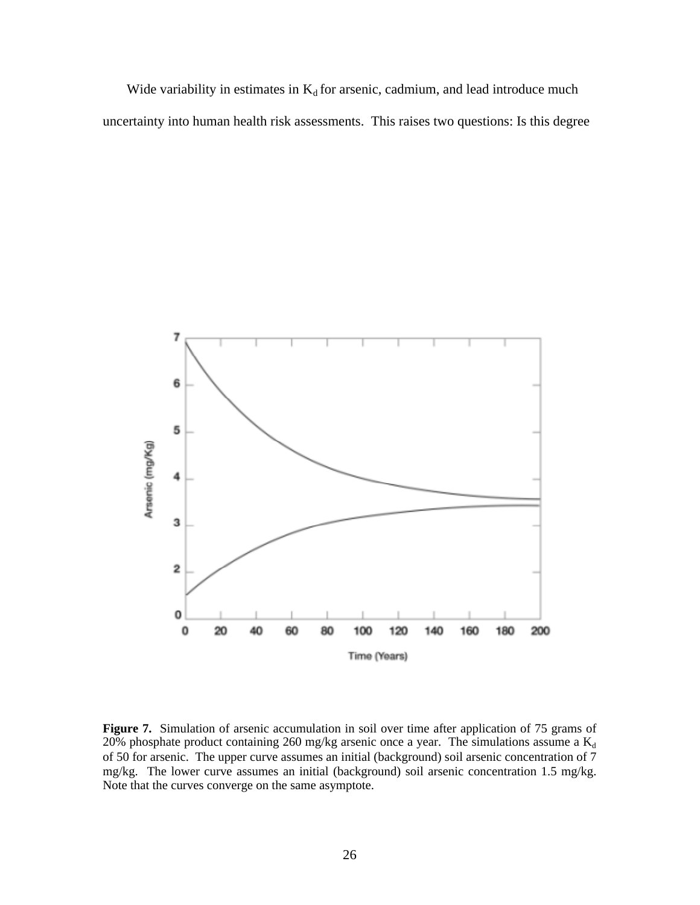Wide variability in estimates in $K_d$ for arsenic, cadmium, and lead introduce much uncertainty into human health risk assessments. This raises two questions: Is this degree

**Figure 7.** Simulation of arsenic accumulation in soil over time after application of 75 grams of 20% phosphate product containing 260 mg/kg arsenic once a year. The simulations assume a $K_d$ of 50 for arsenic. The upper curve assumes an initial (background) soil arsenic concentration of 7 mg/kg. The lower curve assumes an initial (background) soil arsenic concentration 1.5 mg/kg. Note that the curves converge on the same asymptote.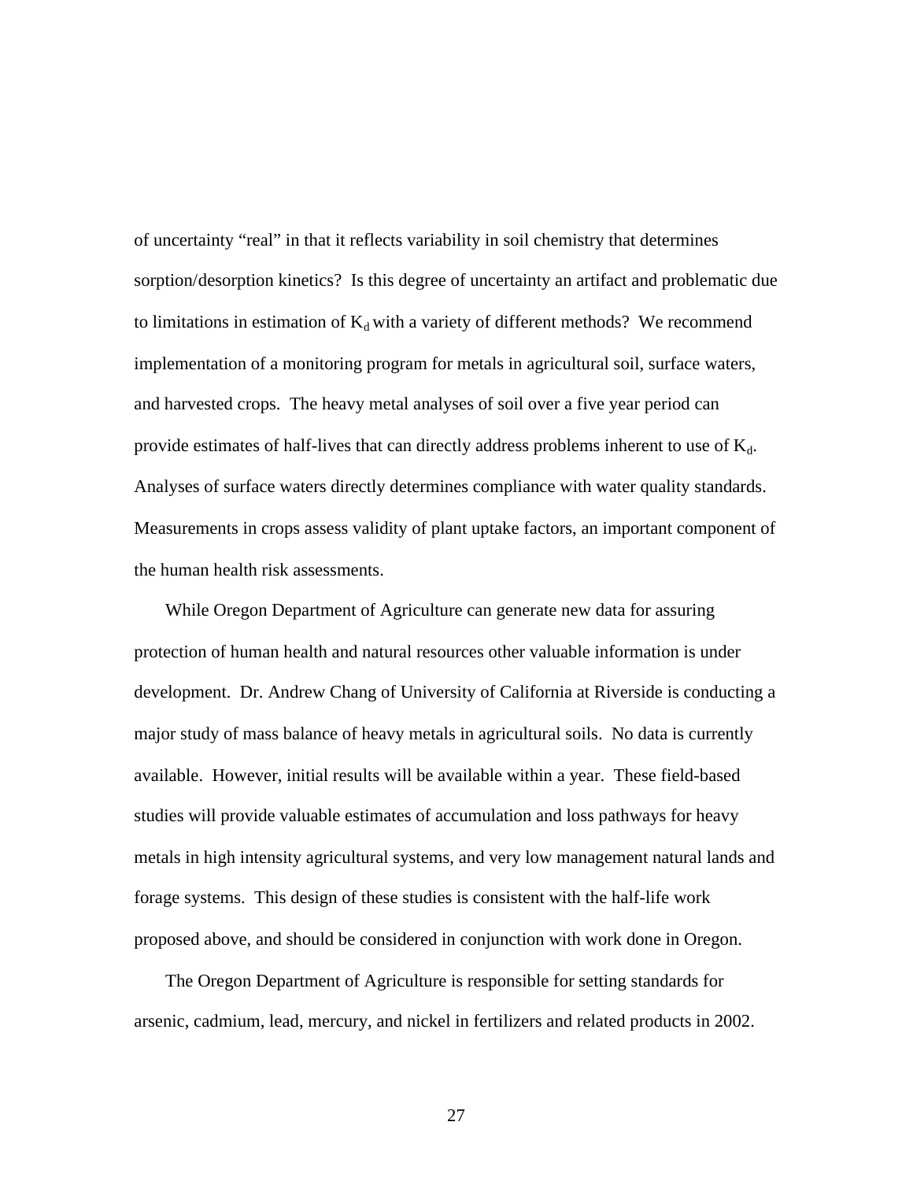of uncertainty "real" in that it reflects variability in soil chemistry that determines sorption/desorption kinetics? Is this degree of uncertainty an artifact and problematic due to limitations in estimation of $K_d$ with a variety of different methods? We recommend implementation of a monitoring program for metals in agricultural soil, surface waters, and harvested crops. The heavy metal analyses of soil over a five year period can provide estimates of half-lives that can directly address problems inherent to use of $K_d$. Analyses of surface waters directly determines compliance with water quality standards. Measurements in crops assess validity of plant uptake factors, an important component of the human health risk assessments.

While Oregon Department of Agriculture can generate new data for assuring protection of human health and natural resources other valuable information is under development. Dr. Andrew Chang of University of California at Riverside is conducting a major study of mass balance of heavy metals in agricultural soils. No data is currently available. However, initial results will be available within a year. These field-based studies will provide valuable estimates of accumulation and loss pathways for heavy metals in high intensity agricultural systems, and very low management natural lands and forage systems. This design of these studies is consistent with the half-life work proposed above, and should be considered in conjunction with work done in Oregon.

The Oregon Department of Agriculture is responsible for setting standards for arsenic, cadmium, lead, mercury, and nickel in fertilizers and related products in 2002.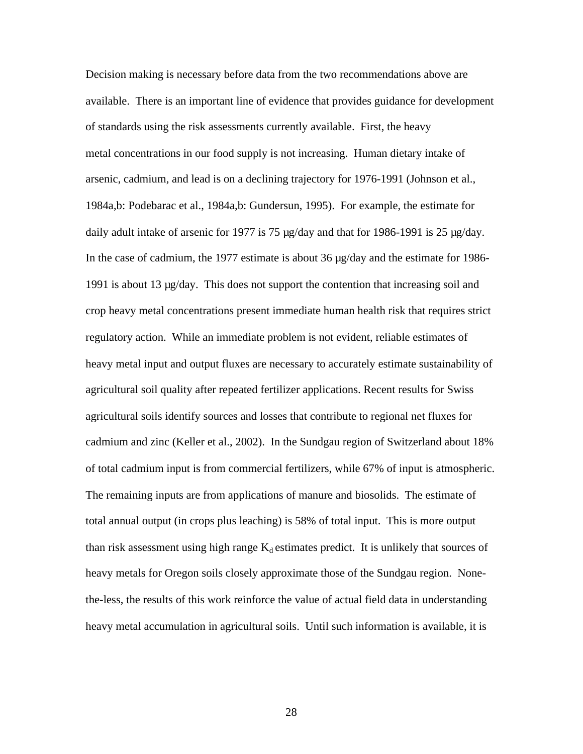Decision making is necessary before data from the two recommendations above are available. There is an important line of evidence that provides guidance for development of standards using the risk assessments currently available. First, the heavy metal concentrations in our food supply is not increasing. Human dietary intake of arsenic, cadmium, and lead is on a declining trajectory for 1976-1991 (Johnson et al., 1984a,b: Podebarac et al., 1984a,b: Gundersun, 1995). For example, the estimate for daily adult intake of arsenic for 1977 is 75 µg/day and that for 1986-1991 is 25 µg/day. In the case of cadmium, the 1977 estimate is about 36 µg/day and the estimate for 1986-1991 is about 13 µg/day. This does not support the contention that increasing soil and crop heavy metal concentrations present immediate human health risk that requires strict regulatory action. While an immediate problem is not evident, reliable estimates of heavy metal input and output fluxes are necessary to accurately estimate sustainability of agricultural soil quality after repeated fertilizer applications. Recent results for Swiss agricultural soils identify sources and losses that contribute to regional net fluxes for cadmium and zinc (Keller et al., 2002). In the Sundgau region of Switzerland about 18% of total cadmium input is from commercial fertilizers, while 67% of input is atmospheric. The remaining inputs are from applications of manure and biosolids. The estimate of total annual output (in crops plus leaching) is 58% of total input. This is more output than risk assessment using high range $K_d$ estimates predict. It is unlikely that sources of heavy metals for Oregon soils closely approximate those of the Sundgau region. None-the-less, the results of this work reinforce the value of actual field data in understanding heavy metal accumulation in agricultural soils. Until such information is available, it is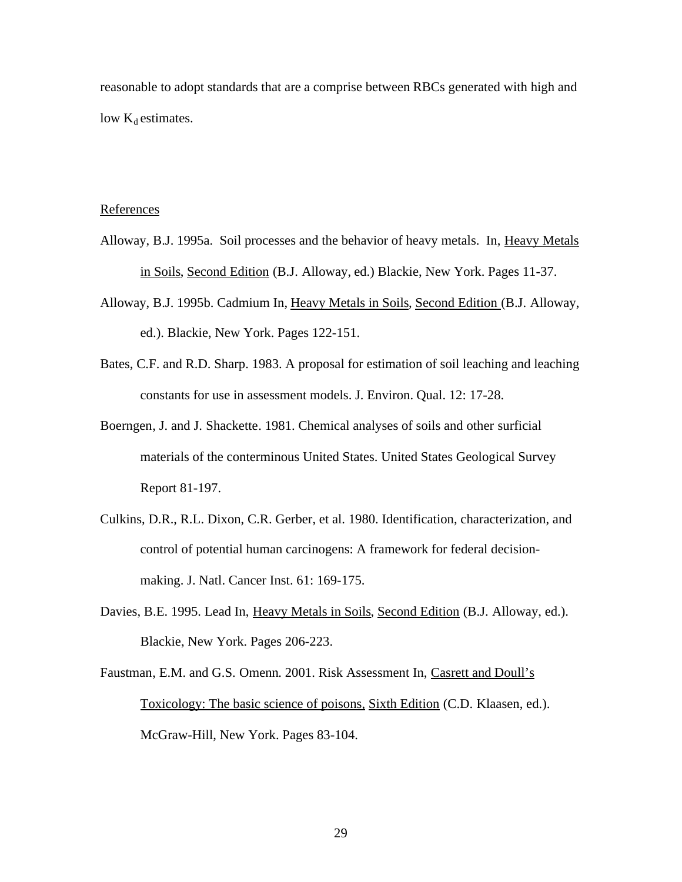reasonable to adopt standards that are a comprise between RBCs generated with high and low $K_d$ estimates.

References

Alloway, B.J. 1995a. Soil processes and the behavior of heavy metals. In, Heavy Metals in Soils, Second Edition (B.J. Alloway, ed.) Blackie, New York. Pages 11-37.

Alloway, B.J. 1995b. Cadmium In, Heavy Metals in Soils, Second Edition (B.J. Alloway, ed.). Blackie, New York. Pages 122-151.

Bates, C.F. and R.D. Sharp. 1983. A proposal for estimation of soil leaching and leaching constants for use in assessment models. J. Environ. Qual. 12: 17-28.

Boerngen, J. and J. Shackette. 1981. Chemical analyses of soils and other surficial materials of the conterminous United States. United States Geological Survey Report 81-197.

Culkins, D.R., R.L. Dixon, C.R. Gerber, et al. 1980. Identification, characterization, and control of potential human carcinogens: A framework for federal decision-making. J. Natl. Cancer Inst. 61: 169-175.

Davies, B.E. 1995. Lead In, Heavy Metals in Soils, Second Edition (B.J. Alloway, ed.). Blackie, New York. Pages 206-223.

Faustman, E.M. and G.S. Omenn. 2001. Risk Assessment In, Casrett and Doull's Toxicology: The basic science of poisons, Sixth Edition (C.D. Klaasen, ed.). McGraw-Hill, New York. Pages 83-104.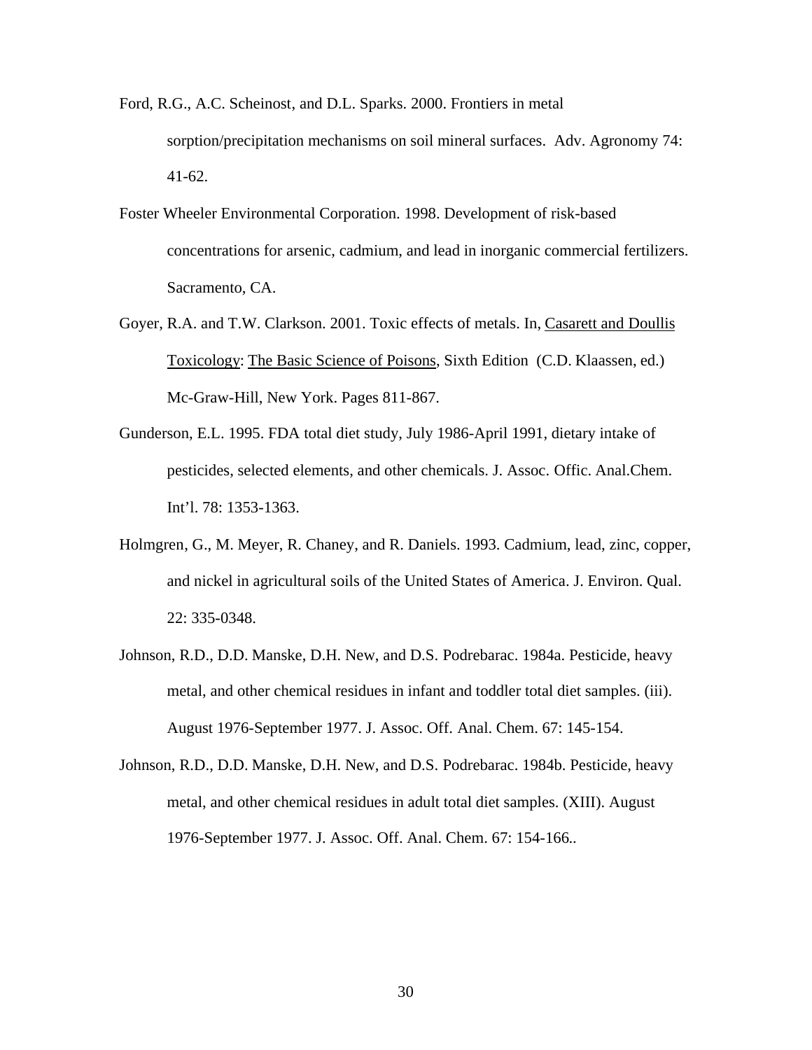Ford, R.G., A.C. Scheinost, and D.L. Sparks. 2000. Frontiers in metal sorption/precipitation mechanisms on soil mineral surfaces. Adv. Agronomy 74: 41-62.

Foster Wheeler Environmental Corporation. 1998. Development of risk-based concentrations for arsenic, cadmium, and lead in inorganic commercial fertilizers. Sacramento, CA.

Goyer, R.A. and T.W. Clarkson. 2001. Toxic effects of metals. In, Casarett and Doullis Toxicology: The Basic Science of Poisons, Sixth Edition (C.D. Klaassen, ed.) Mc-Graw-Hill, New York. Pages 811-867.

Gunderson, E.L. 1995. FDA total diet study, July 1986-April 1991, dietary intake of pesticides, selected elements, and other chemicals. J. Assoc. Offic. Anal.Chem. Int'l. 78: 1353-1363.

Holmgren, G., M. Meyer, R. Chaney, and R. Daniels. 1993. Cadmium, lead, zinc, copper, and nickel in agricultural soils of the United States of America. J. Environ. Qual. 22: 335-0348.

Johnson, R.D., D.D. Manske, D.H. New, and D.S. Podrebarac. 1984a. Pesticide, heavy metal, and other chemical residues in infant and toddler total diet samples. (iii). August 1976-September 1977. J. Assoc. Off. Anal. Chem. 67: 145-154.

Johnson, R.D., D.D. Manske, D.H. New, and D.S. Podrebarac. 1984b. Pesticide, heavy metal, and other chemical residues in adult total diet samples. (XIII). August 1976-September 1977. J. Assoc. Off. Anal. Chem. 67: 154-166..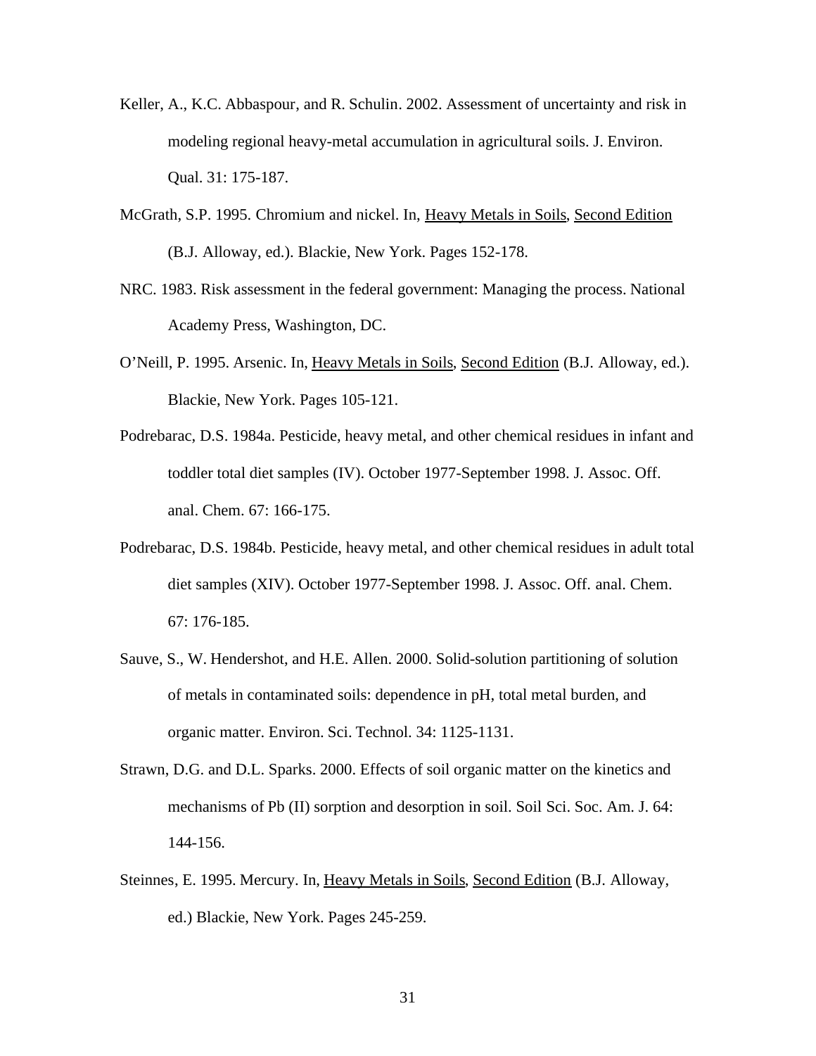Keller, A., K.C. Abbaspour, and R. Schulin. 2002. Assessment of uncertainty and risk in modeling regional heavy-metal accumulation in agricultural soils. J. Environ. Qual. 31: 175-187.

McGrath, S.P. 1995. Chromium and nickel. In, <u>Heavy Metals in Soils</u>, <u>Second Edition</u> (B.J. Alloway, ed.). Blackie, New York. Pages 152-178.

NRC. 1983. Risk assessment in the federal government: Managing the process. National Academy Press, Washington, DC.

O'Neill, P. 1995. Arsenic. In, <u>Heavy Metals in Soils</u>, <u>Second Edition</u> (B.J. Alloway, ed.). Blackie, New York. Pages 105-121.

Podrebarac, D.S. 1984a. Pesticide, heavy metal, and other chemical residues in infant and toddler total diet samples (IV). October 1977-September 1998. J. Assoc. Off. anal. Chem. 67: 166-175.

Podrebarac, D.S. 1984b. Pesticide, heavy metal, and other chemical residues in adult total diet samples (XIV). October 1977-September 1998. J. Assoc. Off. anal. Chem. 67: 176-185.

Sauve, S., W. Hendershot, and H.E. Allen. 2000. Solid-solution partitioning of solution of metals in contaminated soils: dependence in pH, total metal burden, and organic matter. Environ. Sci. Technol. 34: 1125-1131.

Strawn, D.G. and D.L. Sparks. 2000. Effects of soil organic matter on the kinetics and mechanisms of Pb (II) sorption and desorption in soil. Soil Sci. Soc. Am. J. 64: 144-156.

Steinnes, E. 1995. Mercury. In, <u>Heavy Metals in Soils</u>, <u>Second Edition</u> (B.J. Alloway, ed.) Blackie, New York. Pages 245-259.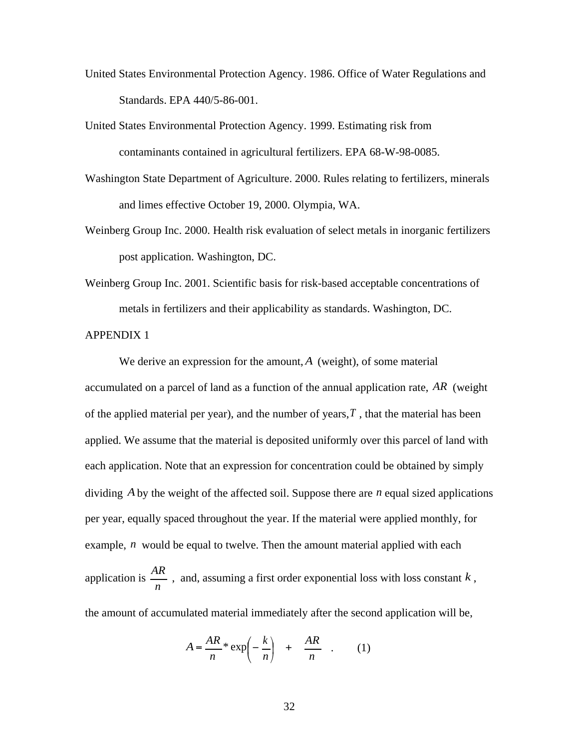United States Environmental Protection Agency. 1986. Office of Water Regulations and Standards. EPA 440/5-86-001.

United States Environmental Protection Agency. 1999. Estimating risk from contaminants contained in agricultural fertilizers. EPA 68-W-98-0085.

Washington State Department of Agriculture. 2000. Rules relating to fertilizers, minerals and limes effective October 19, 2000. Olympia, WA.

Weinberg Group Inc. 2000. Health risk evaluation of select metals in inorganic fertilizers post application. Washington, DC.

Weinberg Group Inc. 2001. Scientific basis for risk-based acceptable concentrations of metals in fertilizers and their applicability as standards. Washington, DC.

## APPENDIX 1

We derive an expression for the amount, $A$ (weight), of some material accumulated on a parcel of land as a function of the annual application rate, $AR$ (weight of the applied material per year), and the number of years, $T$, that the material has been applied. We assume that the material is deposited uniformly over this parcel of land with each application. Note that an expression for concentration could be obtained by simply dividing $A$ by the weight of the affected soil. Suppose there are $n$ equal sized applications per year, equally spaced throughout the year. If the material were applied monthly, for example, $n$ would be equal to twelve. Then the amount material applied with each application is $\frac{AR}{n}$, and, assuming a first order exponential loss with loss constant $k$, the amount of accumulated material immediately after the second application will be,

$$A = \frac{AR}{n} * \exp\left(-\frac{k}{n}\right) \quad + \quad \frac{AR}{n} \quad . \qquad (1)$$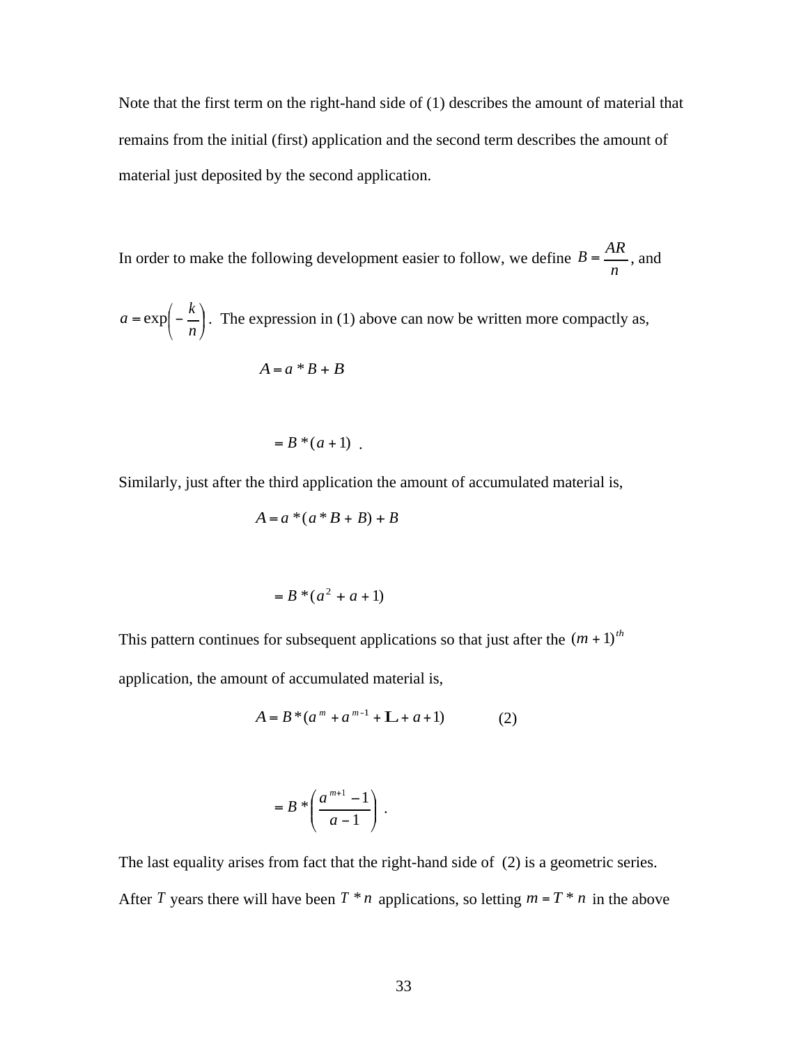Note that the first term on the right-hand side of (1) describes the amount of material that remains from the initial (first) application and the second term describes the amount of material just deposited by the second application.

In order to make the following development easier to follow, we define $B = \dfrac{AR}{n}$, and $a = \exp\left(-\dfrac{k}{n}\right)$. The expression in (1) above can now be written more compactly as,

$$A = a * B + B$$

$$= B * (a + 1) \ .$$

Similarly, just after the third application the amount of accumulated material is,

$$A = a * (a * B + B) + B$$

$$= B * (a^2 + a + 1)$$

This pattern continues for subsequent applications so that just after the $(m+1)^{th}$ application, the amount of accumulated material is,

$$A = B * (a^m + a^{m-1} + \cdots + a + 1) \qquad (2)$$

$$= B * \left(\frac{a^{m+1} - 1}{a - 1}\right) \ .$$

The last equality arises from fact that the right-hand side of (2) is a geometric series. After $T$ years there will have been $T * n$ applications, so letting $m = T * n$ in the above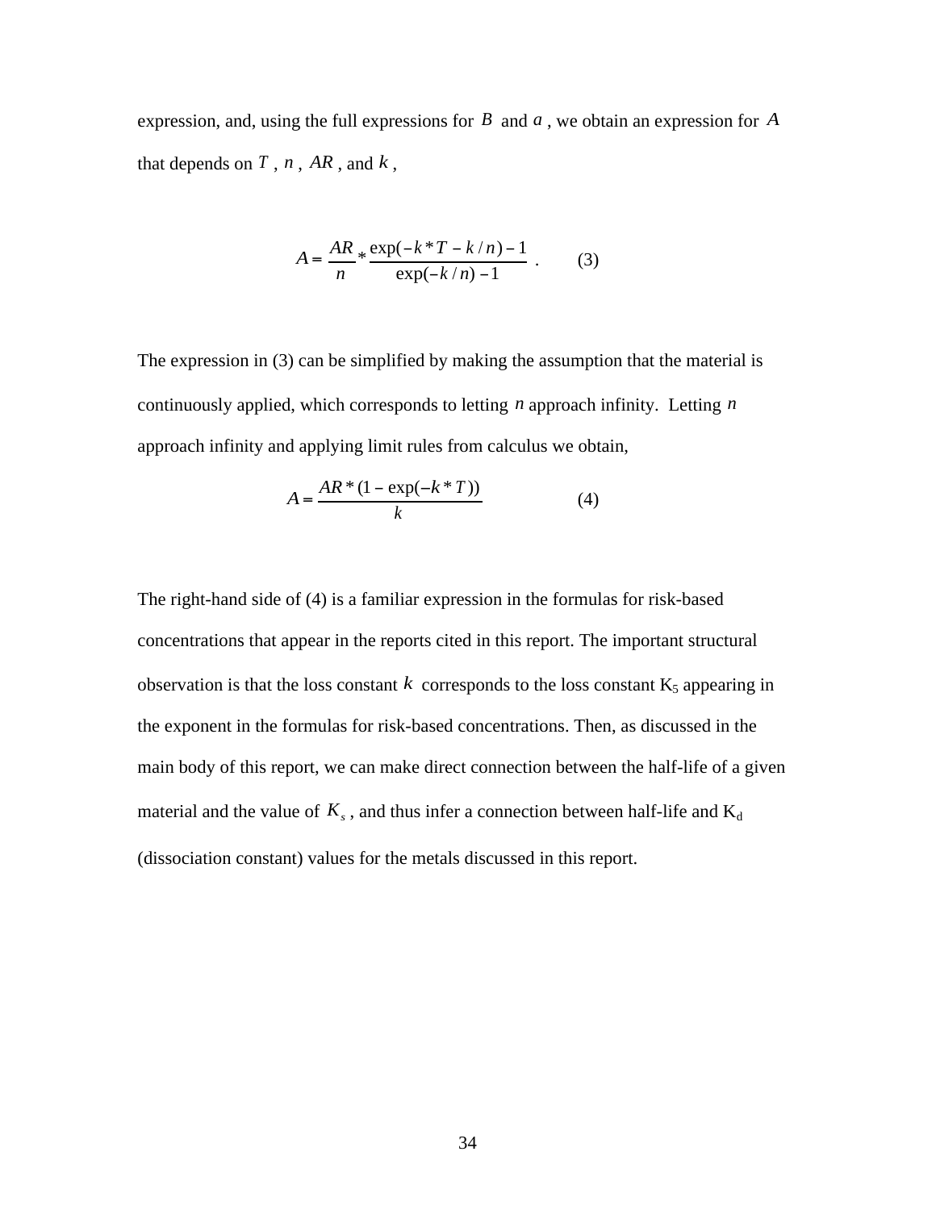expression, and, using the full expressions for $B$ and $a$, we obtain an expression for $A$ that depends on $T$, $n$, $AR$, and $k$,

$$A = \frac{AR}{n} * \frac{\exp(-k*T - k/n) - 1}{\exp(-k/n) - 1} \quad . \qquad (3)$$

The expression in (3) can be simplified by making the assumption that the material is continuously applied, which corresponds to letting $n$ approach infinity. Letting $n$ approach infinity and applying limit rules from calculus we obtain,

$$A = \frac{AR*(1 - \exp(-k*T))}{k} \qquad (4)$$

The right-hand side of (4) is a familiar expression in the formulas for risk-based concentrations that appear in the reports cited in this report. The important structural observation is that the loss constant $k$ corresponds to the loss constant $K_5$ appearing in the exponent in the formulas for risk-based concentrations. Then, as discussed in the main body of this report, we can make direct connection between the half-life of a given material and the value of $K_s$, and thus infer a connection between half-life and $K_d$ (dissociation constant) values for the metals discussed in this report.